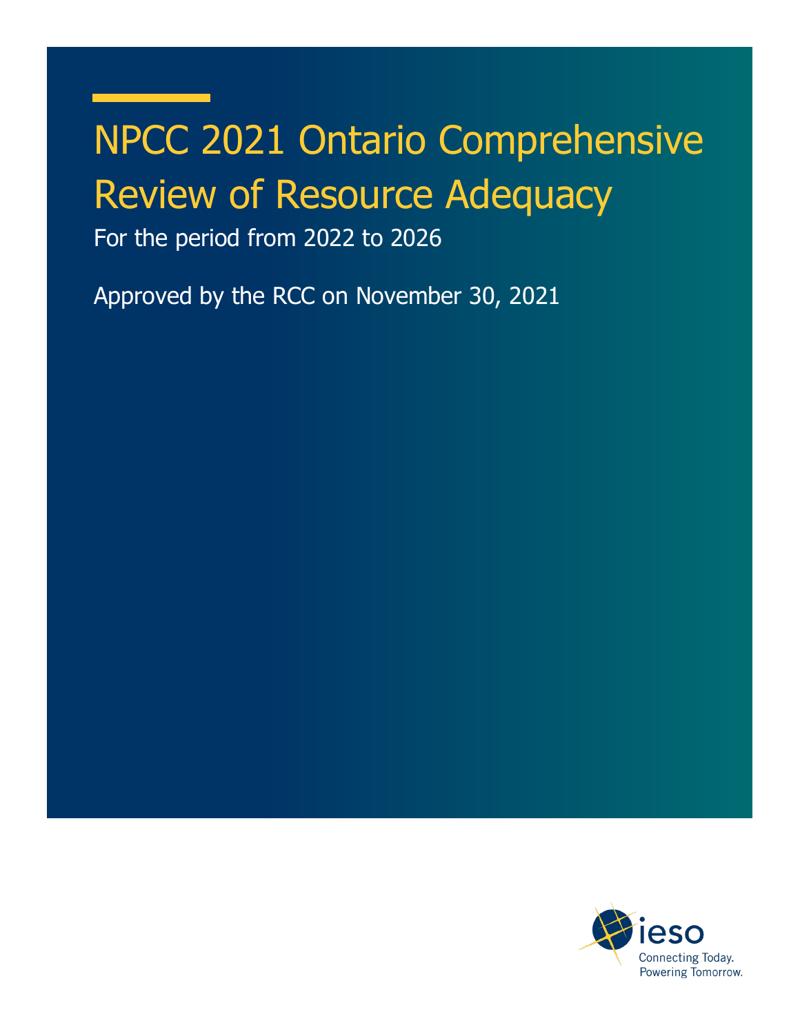# NPCC 2021 Ontario Comprehensive Review of Resource Adequacy

For the period from 2022 to 2026

Approved by the RCC on November 30, 2021

ieso

Connecting Today. Powering Tomorrow.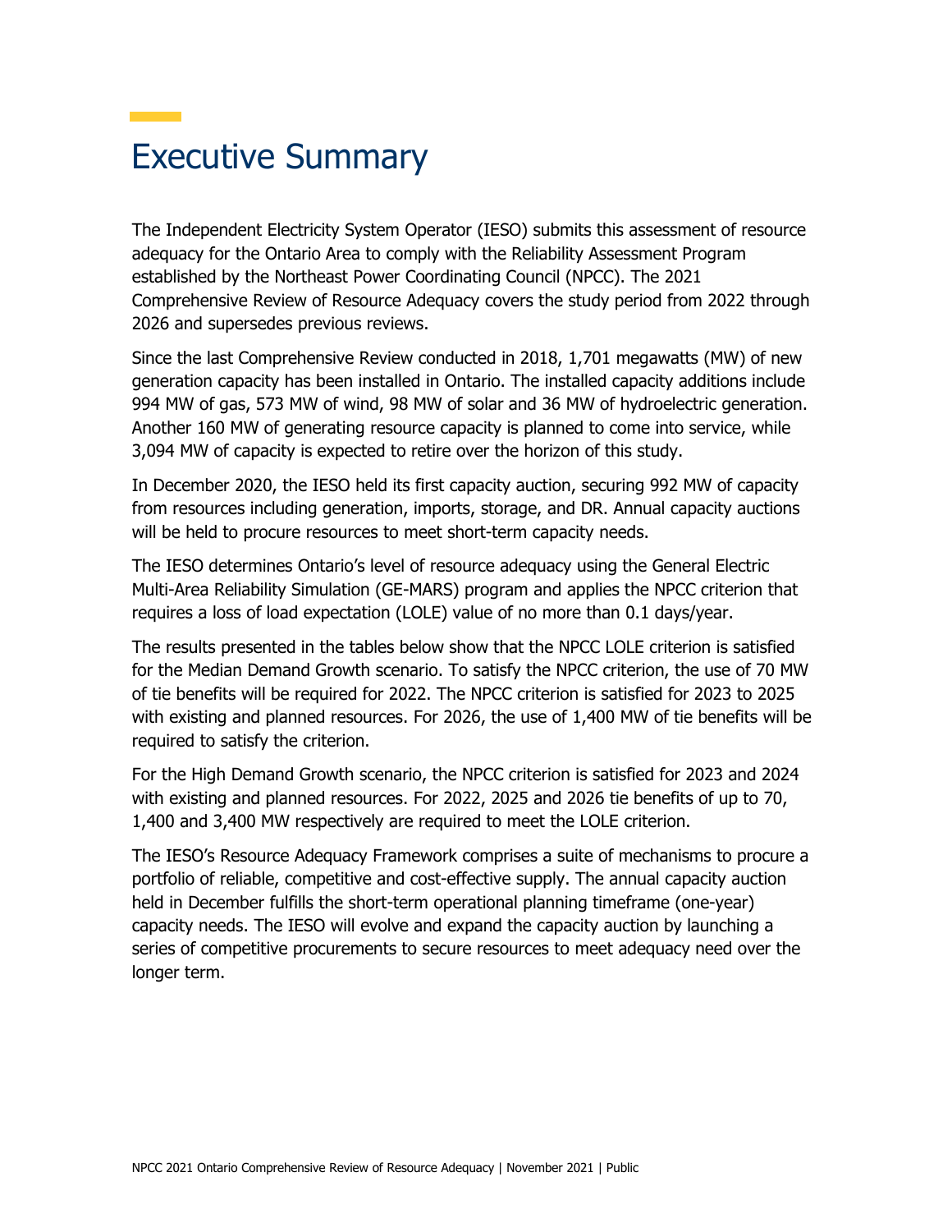# Executive Summary

The Independent Electricity System Operator (IESO) submits this assessment of resource adequacy for the Ontario Area to comply with the Reliability Assessment Program established by the Northeast Power Coordinating Council (NPCC). The 2021 Comprehensive Review of Resource Adequacy covers the study period from 2022 through 2026 and supersedes previous reviews.

Since the last Comprehensive Review conducted in 2018, 1,701 megawatts (MW) of new generation capacity has been installed in Ontario. The installed capacity additions include 994 MW of gas, 573 MW of wind, 98 MW of solar and 36 MW of hydroelectric generation. Another 160 MW of generating resource capacity is planned to come into service, while 3,094 MW of capacity is expected to retire over the horizon of this study.

In December 2020, the IESO held its first capacity auction, securing 992 MW of capacity from resources including generation, imports, storage, and DR. Annual capacity auctions will be held to procure resources to meet short-term capacity needs.

The IESO determines Ontario's level of resource adequacy using the General Electric Multi-Area Reliability Simulation (GE-MARS) program and applies the NPCC criterion that requires a loss of load expectation (LOLE) value of no more than 0.1 days/year.

The results presented in the tables below show that the NPCC LOLE criterion is satisfied for the Median Demand Growth scenario. To satisfy the NPCC criterion, the use of 70 MW of tie benefits will be required for 2022. The NPCC criterion is satisfied for 2023 to 2025 with existing and planned resources. For 2026, the use of 1,400 MW of tie benefits will be required to satisfy the criterion.

For the High Demand Growth scenario, the NPCC criterion is satisfied for 2023 and 2024 with existing and planned resources. For 2022, 2025 and 2026 tie benefits of up to 70, 1,400 and 3,400 MW respectively are required to meet the LOLE criterion.

The IESO's Resource Adequacy Framework comprises a suite of mechanisms to procure a portfolio of reliable, competitive and cost-effective supply. The annual capacity auction held in December fulfills the short-term operational planning timeframe (one-year) capacity needs. The IESO will evolve and expand the capacity auction by launching a series of competitive procurements to secure resources to meet adequacy need over the longer term.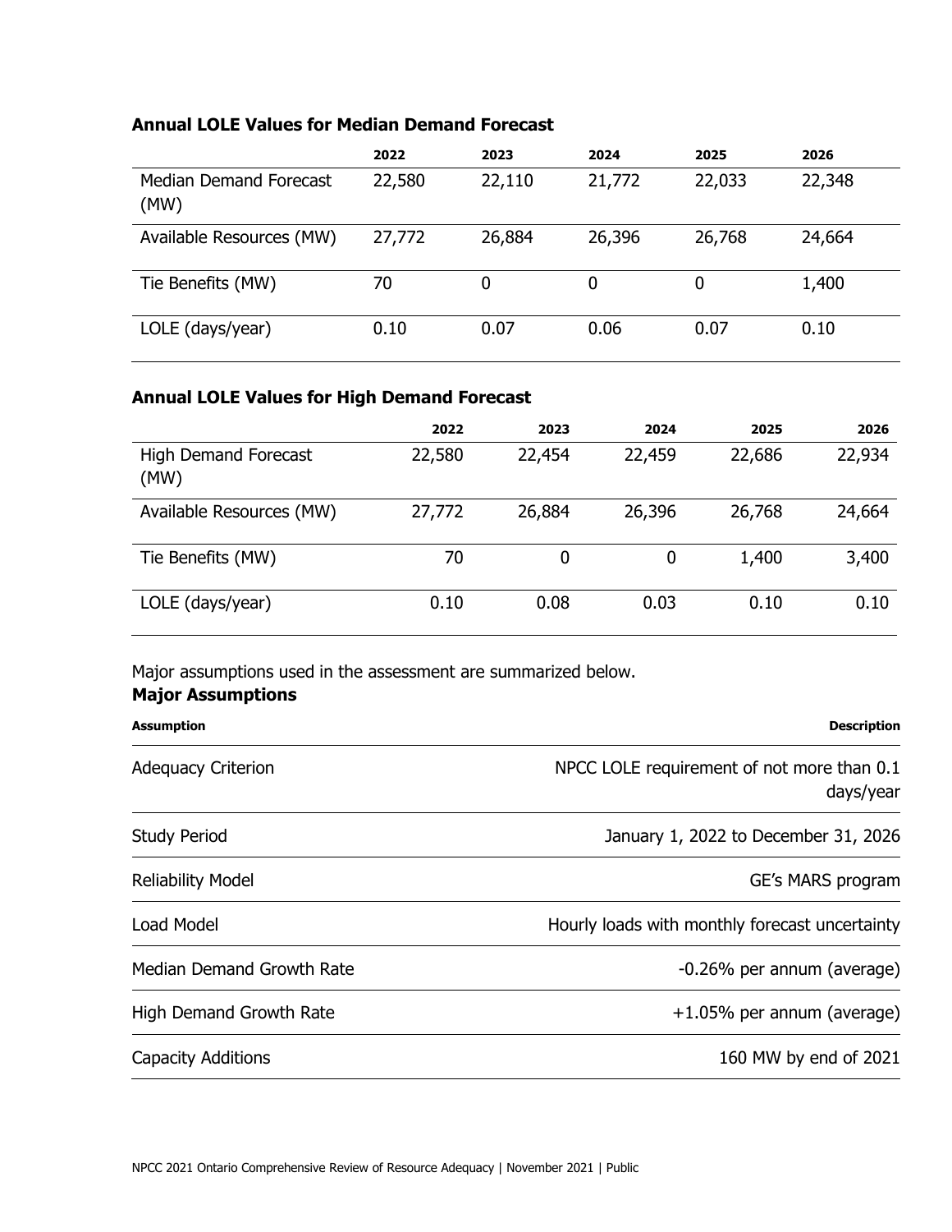**Annual LOLE Values for Median Demand Forecast**

| | 2022 | 2023 | 2024 | 2025 | 2026 |
|---|---|---|---|---|---|
| Median Demand Forecast (MW) | 22,580 | 22,110 | 21,772 | 22,033 | 22,348 |
| Available Resources (MW) | 27,772 | 26,884 | 26,396 | 26,768 | 24,664 |
| Tie Benefits (MW) | 70 | 0 | 0 | 0 | 1,400 |
| LOLE (days/year) | 0.10 | 0.07 | 0.06 | 0.07 | 0.10 |

**Annual LOLE Values for High Demand Forecast**

| | 2022 | 2023 | 2024 | 2025 | 2026 |
|---|---|---|---|---|---|
| High Demand Forecast (MW) | 22,580 | 22,454 | 22,459 | 22,686 | 22,934 |
| Available Resources (MW) | 27,772 | 26,884 | 26,396 | 26,768 | 24,664 |
| Tie Benefits (MW) | 70 | 0 | 0 | 1,400 | 3,400 |
| LOLE (days/year) | 0.10 | 0.08 | 0.03 | 0.10 | 0.10 |

Major assumptions used in the assessment are summarized below.

**Major Assumptions**

| Assumption | Description |
|---|---|
| Adequacy Criterion | NPCC LOLE requirement of not more than 0.1 days/year |
| Study Period | January 1, 2022 to December 31, 2026 |
| Reliability Model | GE's MARS program |
| Load Model | Hourly loads with monthly forecast uncertainty |
| Median Demand Growth Rate | -0.26% per annum (average) |
| High Demand Growth Rate | +1.05% per annum (average) |
| Capacity Additions | 160 MW by end of 2021 |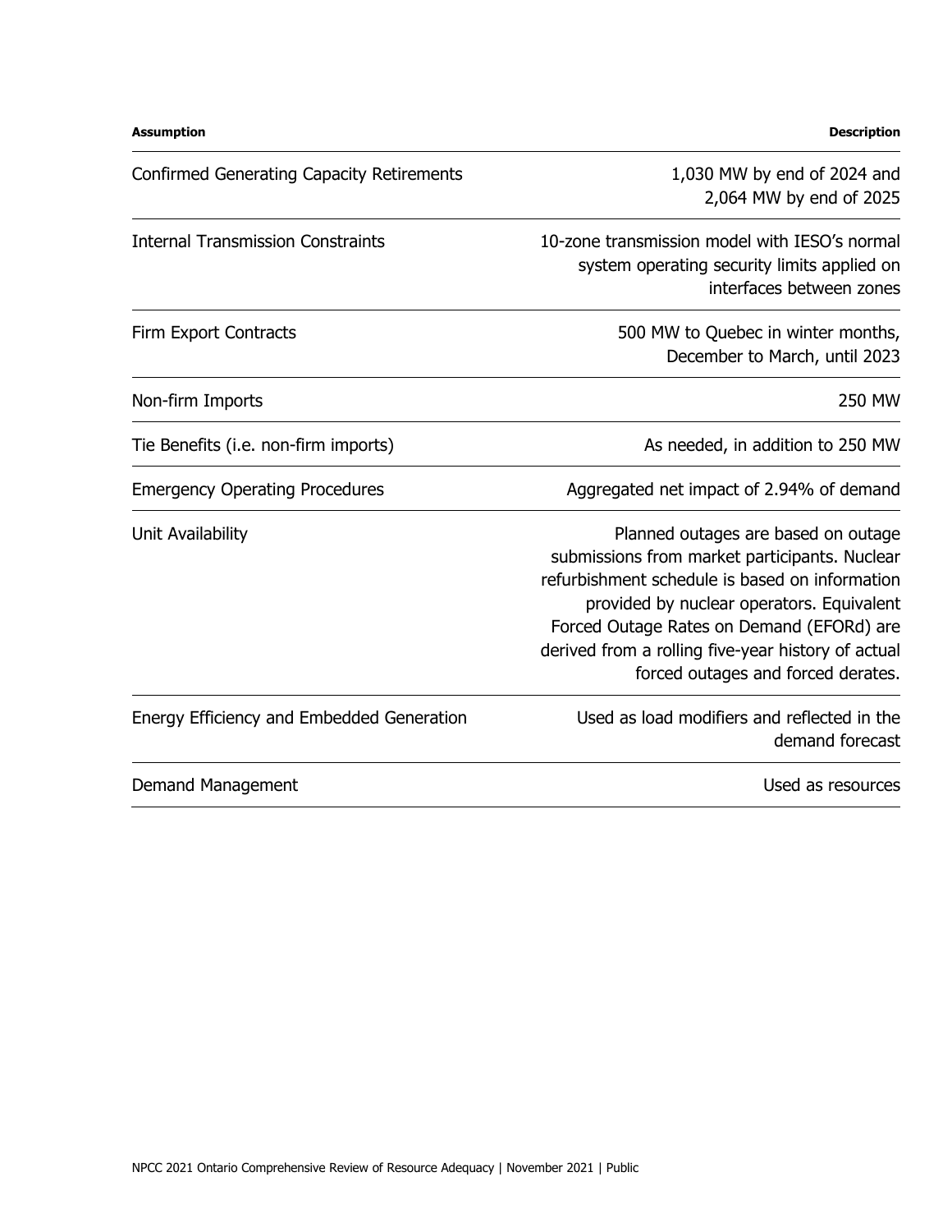| Assumption | Description |
| --- | --- |
| Confirmed Generating Capacity Retirements | 1,030 MW by end of 2024 and 2,064 MW by end of 2025 |
| Internal Transmission Constraints | 10-zone transmission model with IESO's normal system operating security limits applied on interfaces between zones |
| Firm Export Contracts | 500 MW to Quebec in winter months, December to March, until 2023 |
| Non-firm Imports | 250 MW |
| Tie Benefits (i.e. non-firm imports) | As needed, in addition to 250 MW |
| Emergency Operating Procedures | Aggregated net impact of 2.94% of demand |
| Unit Availability | Planned outages are based on outage submissions from market participants. Nuclear refurbishment schedule is based on information provided by nuclear operators. Equivalent Forced Outage Rates on Demand (EFORd) are derived from a rolling five-year history of actual forced outages and forced derates. |
| Energy Efficiency and Embedded Generation | Used as load modifiers and reflected in the demand forecast |
| Demand Management | Used as resources |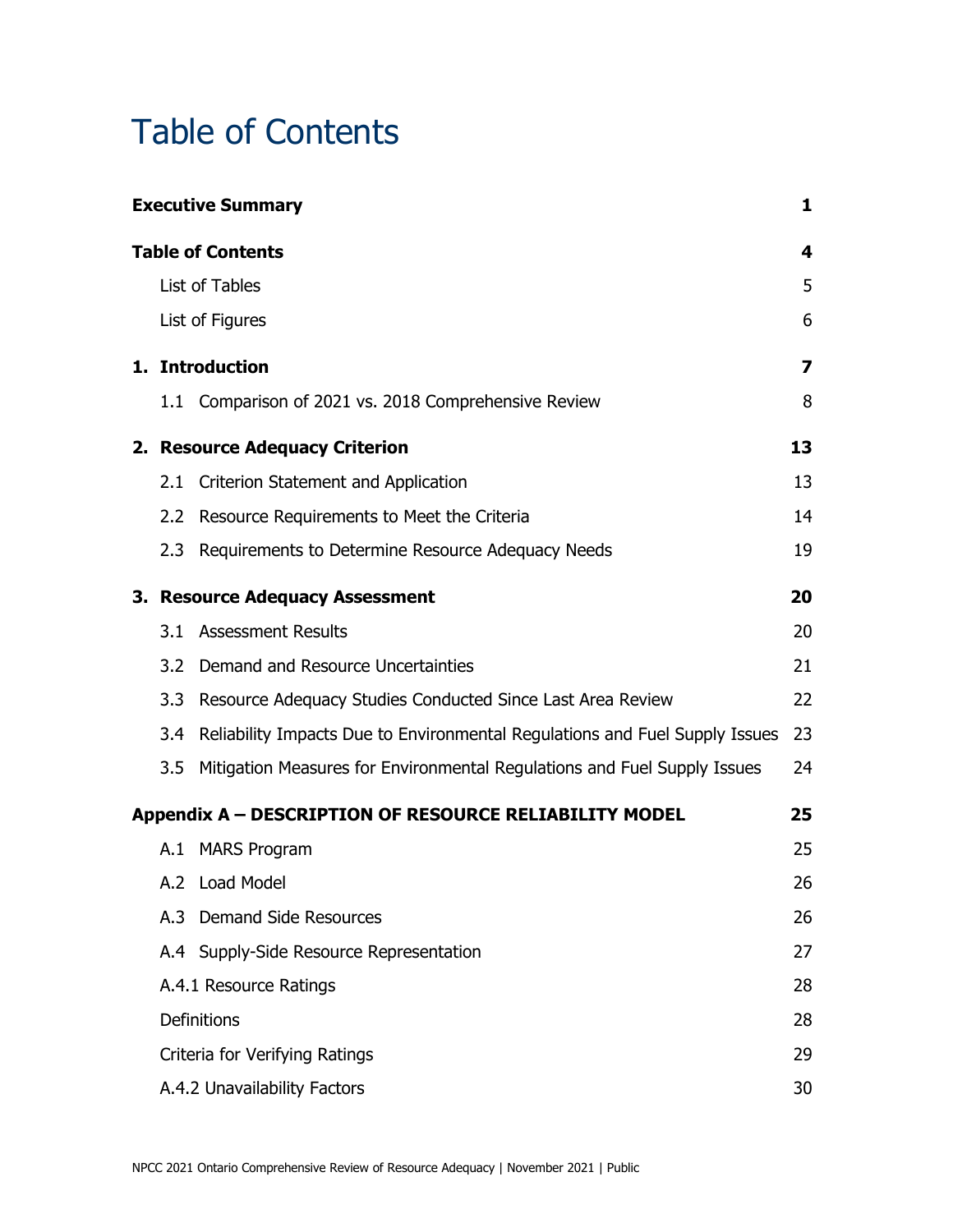# Table of Contents

| | |
|---|---|
| **Executive Summary** | **1** |
| **Table of Contents** | **4** |
| List of Tables | 5 |
| List of Figures | 6 |
| **1. Introduction** | **7** |
| 1.1 Comparison of 2021 vs. 2018 Comprehensive Review | 8 |
| **2. Resource Adequacy Criterion** | **13** |
| 2.1 Criterion Statement and Application | 13 |
| 2.2 Resource Requirements to Meet the Criteria | 14 |
| 2.3 Requirements to Determine Resource Adequacy Needs | 19 |
| **3. Resource Adequacy Assessment** | **20** |
| 3.1 Assessment Results | 20 |
| 3.2 Demand and Resource Uncertainties | 21 |
| 3.3 Resource Adequacy Studies Conducted Since Last Area Review | 22 |
| 3.4 Reliability Impacts Due to Environmental Regulations and Fuel Supply Issues | 23 |
| 3.5 Mitigation Measures for Environmental Regulations and Fuel Supply Issues | 24 |
| **Appendix A – DESCRIPTION OF RESOURCE RELIABILITY MODEL** | **25** |
| A.1 MARS Program | 25 |
| A.2 Load Model | 26 |
| A.3 Demand Side Resources | 26 |
| A.4 Supply-Side Resource Representation | 27 |
| A.4.1 Resource Ratings | 28 |
| Definitions | 28 |
| Criteria for Verifying Ratings | 29 |
| A.4.2 Unavailability Factors | 30 |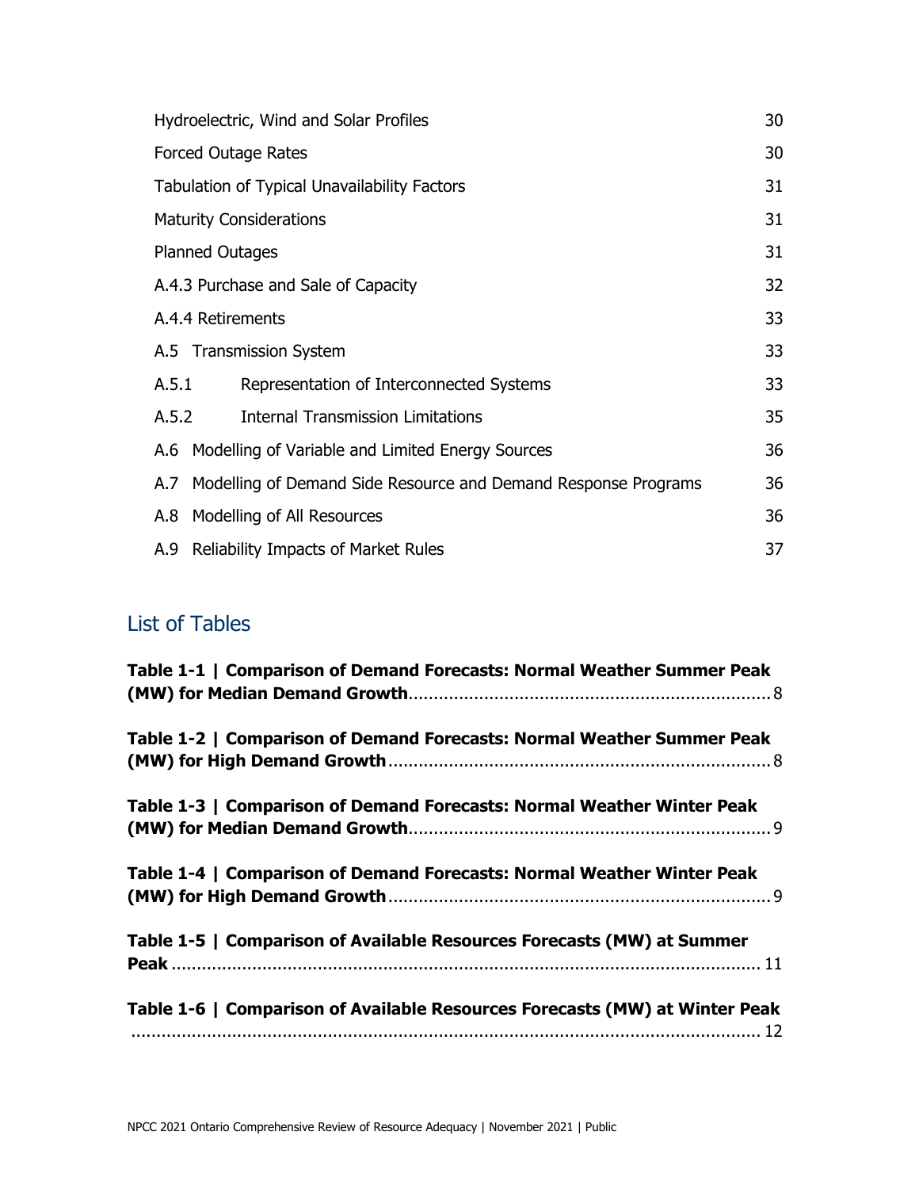Hydroelectric, Wind and Solar Profiles 30

Forced Outage Rates 30

Tabulation of Typical Unavailability Factors 31

Maturity Considerations 31

Planned Outages 31

A.4.3 Purchase and Sale of Capacity 32

A.4.4 Retirements 33

A.5 Transmission System 33

A.5.1 Representation of Interconnected Systems 33

A.5.2 Internal Transmission Limitations 35

A.6 Modelling of Variable and Limited Energy Sources 36

A.7 Modelling of Demand Side Resource and Demand Response Programs 36

A.8 Modelling of All Resources 36

A.9 Reliability Impacts of Market Rules 37

## List of Tables

**Table 1-1 | Comparison of Demand Forecasts: Normal Weather Summer Peak (MW) for Median Demand Growth** 8

**Table 1-2 | Comparison of Demand Forecasts: Normal Weather Summer Peak (MW) for High Demand Growth** 8

**Table 1-3 | Comparison of Demand Forecasts: Normal Weather Winter Peak (MW) for Median Demand Growth** 9

**Table 1-4 | Comparison of Demand Forecasts: Normal Weather Winter Peak (MW) for High Demand Growth** 9

**Table 1-5 | Comparison of Available Resources Forecasts (MW) at Summer Peak** 11

**Table 1-6 | Comparison of Available Resources Forecasts (MW) at Winter Peak** 12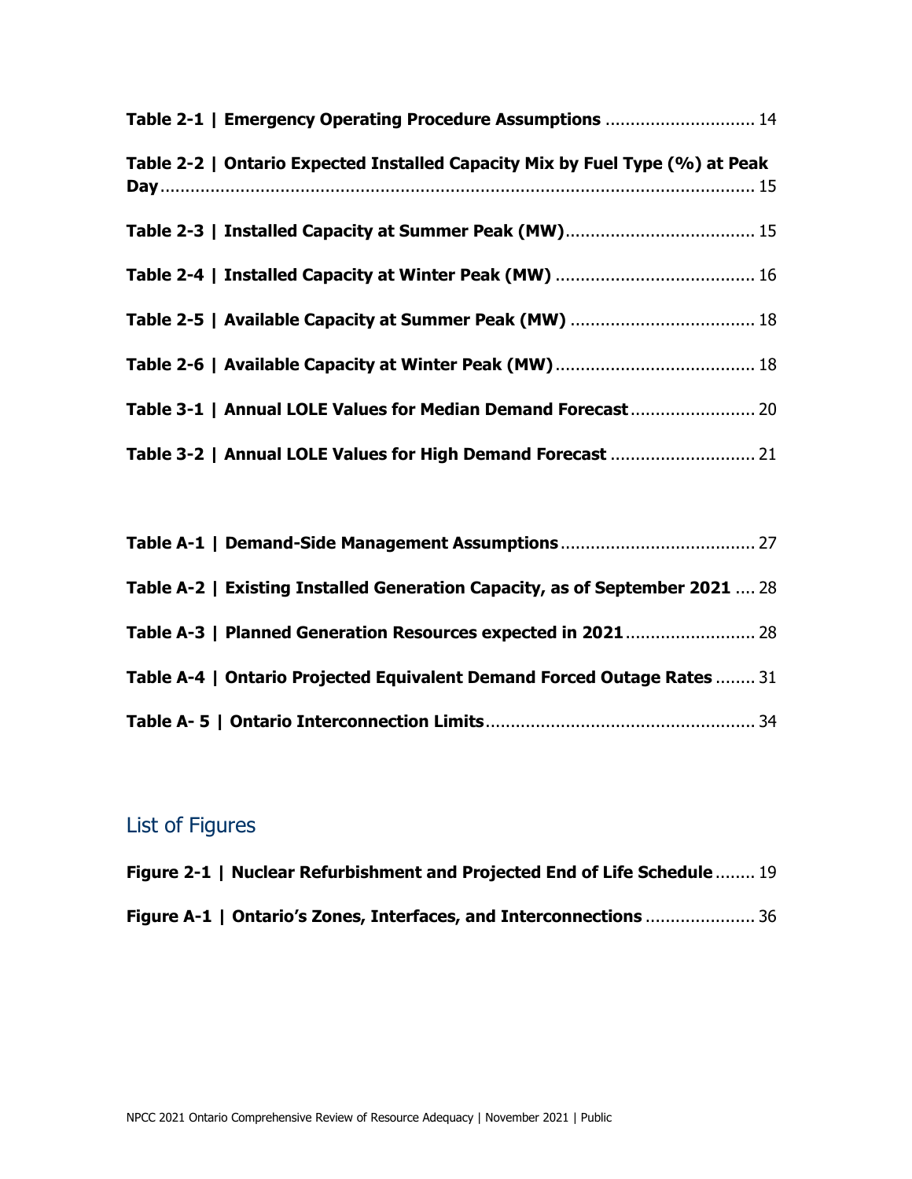**Table 2-1 | Emergency Operating Procedure Assumptions** .............................. 14

**Table 2-2 | Ontario Expected Installed Capacity Mix by Fuel Type (%) at Peak Day**........................................................................................................ 15

**Table 2-3 | Installed Capacity at Summer Peak (MW)**...................................... 15

**Table 2-4 | Installed Capacity at Winter Peak (MW)** ........................................ 16

**Table 2-5 | Available Capacity at Summer Peak (MW)** ..................................... 18

**Table 2-6 | Available Capacity at Winter Peak (MW)**........................................ 18

**Table 3-1 | Annual LOLE Values for Median Demand Forecast**......................... 20

**Table 3-2 | Annual LOLE Values for High Demand Forecast** ............................. 21

**Table A-1 | Demand-Side Management Assumptions**....................................... 27

**Table A-2 | Existing Installed Generation Capacity, as of September 2021** .... 28

**Table A-3 | Planned Generation Resources expected in 2021**.......................... 28

**Table A-4 | Ontario Projected Equivalent Demand Forced Outage Rates** ........ 31

**Table A- 5 | Ontario Interconnection Limits**...................................................... 34

## List of Figures

**Figure 2-1 | Nuclear Refurbishment and Projected End of Life Schedule** ........ 19

**Figure A-1 | Ontario's Zones, Interfaces, and Interconnections** ...................... 36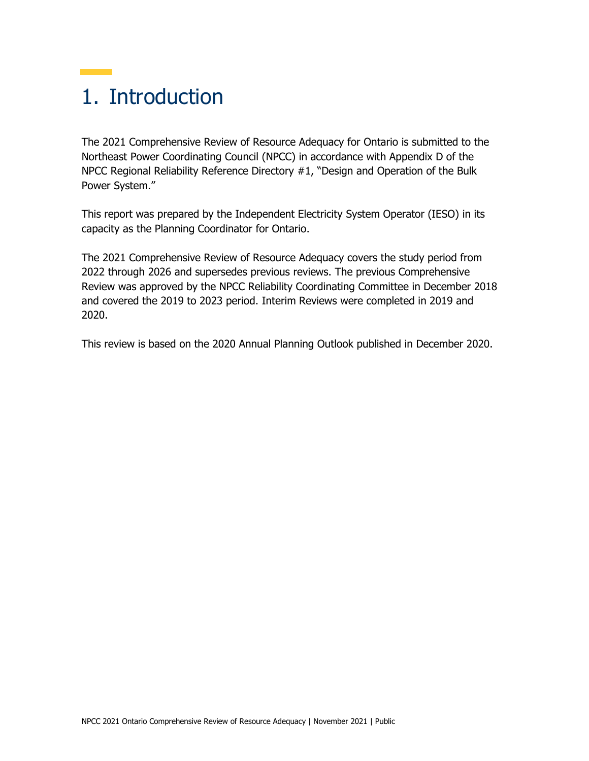# 1. Introduction

The 2021 Comprehensive Review of Resource Adequacy for Ontario is submitted to the Northeast Power Coordinating Council (NPCC) in accordance with Appendix D of the NPCC Regional Reliability Reference Directory #1, "Design and Operation of the Bulk Power System."

This report was prepared by the Independent Electricity System Operator (IESO) in its capacity as the Planning Coordinator for Ontario.

The 2021 Comprehensive Review of Resource Adequacy covers the study period from 2022 through 2026 and supersedes previous reviews. The previous Comprehensive Review was approved by the NPCC Reliability Coordinating Committee in December 2018 and covered the 2019 to 2023 period. Interim Reviews were completed in 2019 and 2020.

This review is based on the 2020 Annual Planning Outlook published in December 2020.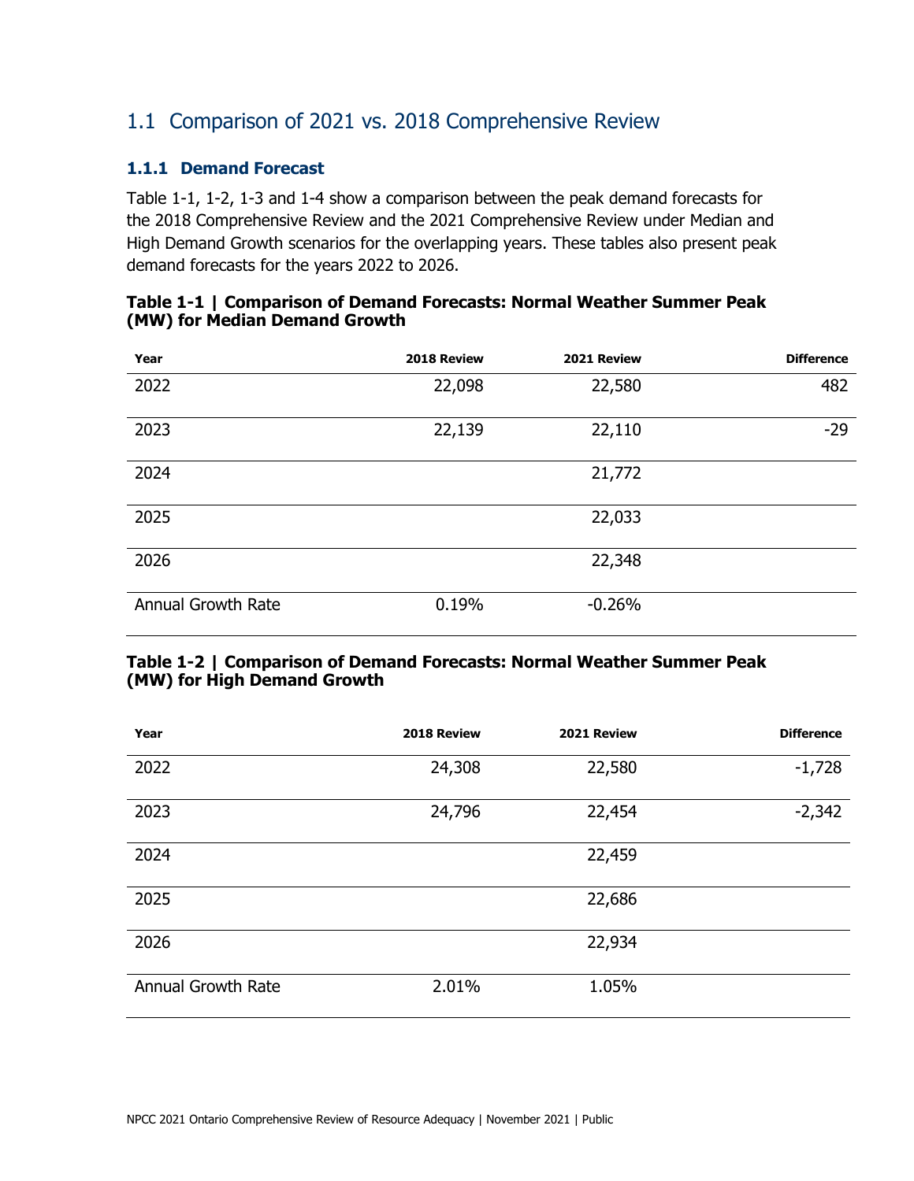## 1.1 Comparison of 2021 vs. 2018 Comprehensive Review

### 1.1.1 Demand Forecast

Table 1-1, 1-2, 1-3 and 1-4 show a comparison between the peak demand forecasts for the 2018 Comprehensive Review and the 2021 Comprehensive Review under Median and High Demand Growth scenarios for the overlapping years. These tables also present peak demand forecasts for the years 2022 to 2026.

**Table 1-1 | Comparison of Demand Forecasts: Normal Weather Summer Peak (MW) for Median Demand Growth**

| Year | 2018 Review | 2021 Review | Difference |
|---|---|---|---|
| 2022 | 22,098 | 22,580 | 482 |
| 2023 | 22,139 | 22,110 | -29 |
| 2024 | | 21,772 | |
| 2025 | | 22,033 | |
| 2026 | | 22,348 | |
| Annual Growth Rate | 0.19% | -0.26% | |

**Table 1-2 | Comparison of Demand Forecasts: Normal Weather Summer Peak (MW) for High Demand Growth**

| Year | 2018 Review | 2021 Review | Difference |
|---|---|---|---|
| 2022 | 24,308 | 22,580 | -1,728 |
| 2023 | 24,796 | 22,454 | -2,342 |
| 2024 | | 22,459 | |
| 2025 | | 22,686 | |
| 2026 | | 22,934 | |
| Annual Growth Rate | 2.01% | 1.05% | |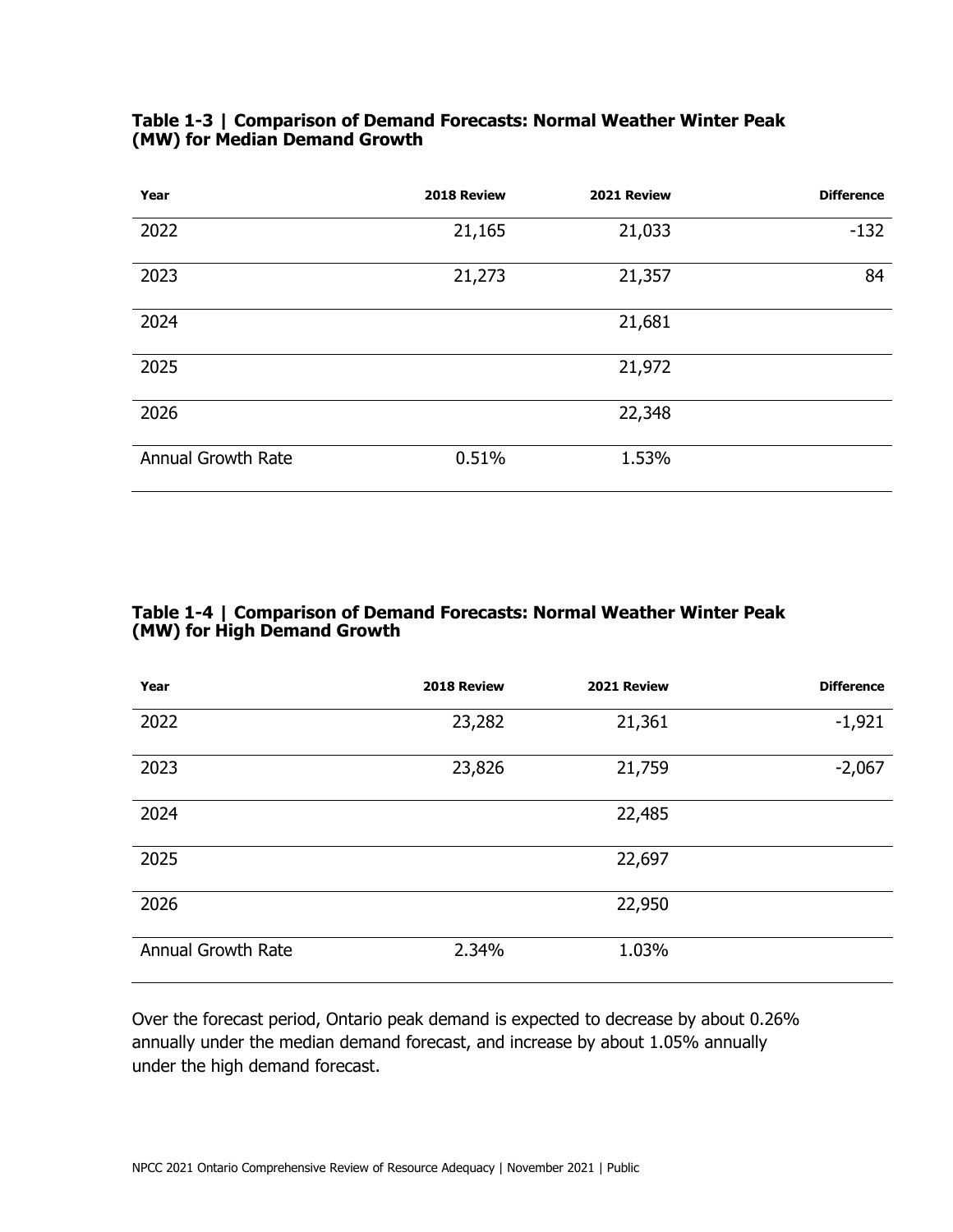**Table 1-3 | Comparison of Demand Forecasts: Normal Weather Winter Peak (MW) for Median Demand Growth**

| Year | 2018 Review | 2021 Review | Difference |
|---|---|---|---|
| 2022 | 21,165 | 21,033 | -132 |
| 2023 | 21,273 | 21,357 | 84 |
| 2024 | | 21,681 | |
| 2025 | | 21,972 | |
| 2026 | | 22,348 | |
| Annual Growth Rate | 0.51% | 1.53% | |

**Table 1-4 | Comparison of Demand Forecasts: Normal Weather Winter Peak (MW) for High Demand Growth**

| Year | 2018 Review | 2021 Review | Difference |
|---|---|---|---|
| 2022 | 23,282 | 21,361 | -1,921 |
| 2023 | 23,826 | 21,759 | -2,067 |
| 2024 | | 22,485 | |
| 2025 | | 22,697 | |
| 2026 | | 22,950 | |
| Annual Growth Rate | 2.34% | 1.03% | |

Over the forecast period, Ontario peak demand is expected to decrease by about 0.26% annually under the median demand forecast, and increase by about 1.05% annually under the high demand forecast.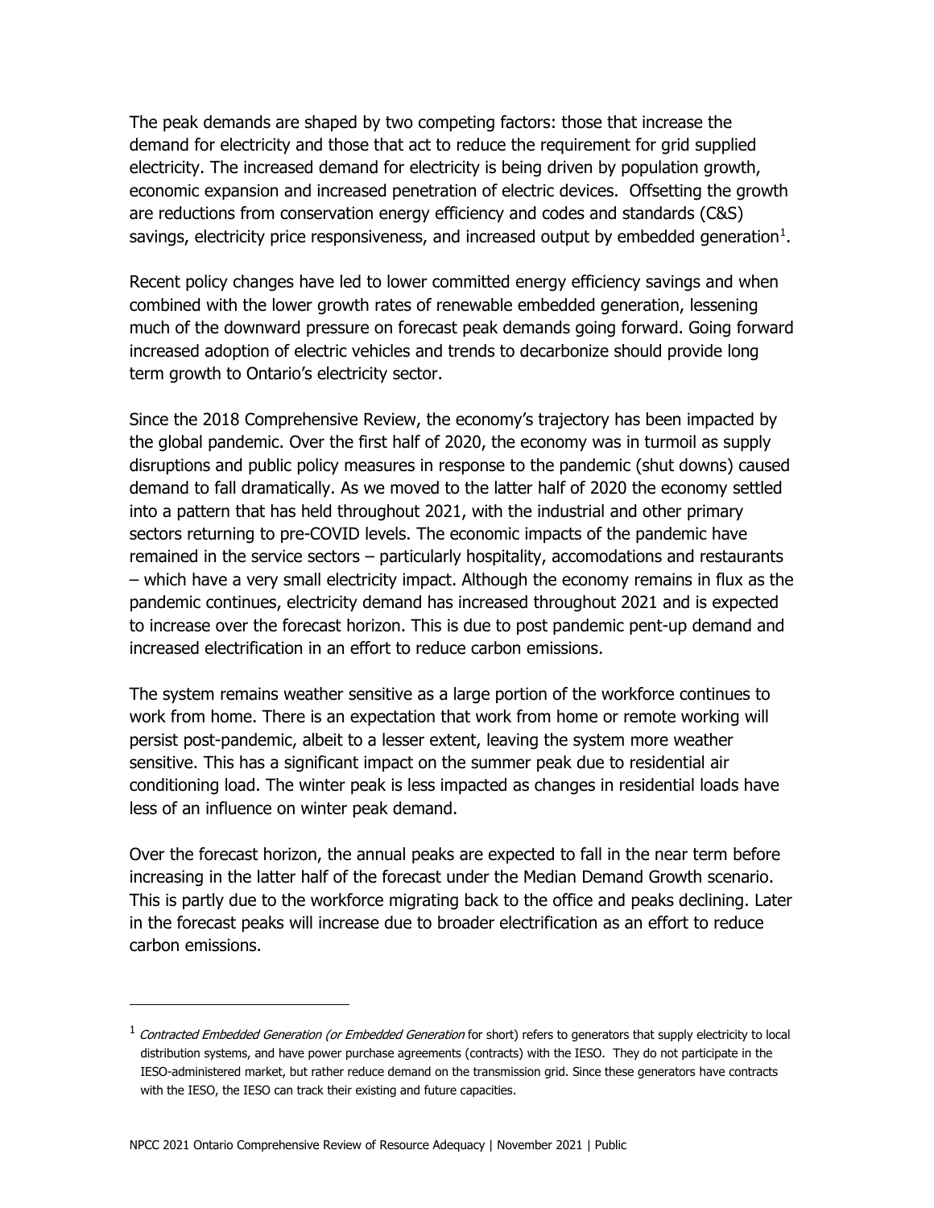The peak demands are shaped by two competing factors: those that increase the demand for electricity and those that act to reduce the requirement for grid supplied electricity. The increased demand for electricity is being driven by population growth, economic expansion and increased penetration of electric devices. Offsetting the growth are reductions from conservation energy efficiency and codes and standards (C&S) savings, electricity price responsiveness, and increased output by embedded generation[1].

Recent policy changes have led to lower committed energy efficiency savings and when combined with the lower growth rates of renewable embedded generation, lessening much of the downward pressure on forecast peak demands going forward. Going forward increased adoption of electric vehicles and trends to decarbonize should provide long term growth to Ontario's electricity sector.

Since the 2018 Comprehensive Review, the economy's trajectory has been impacted by the global pandemic. Over the first half of 2020, the economy was in turmoil as supply disruptions and public policy measures in response to the pandemic (shut downs) caused demand to fall dramatically. As we moved to the latter half of 2020 the economy settled into a pattern that has held throughout 2021, with the industrial and other primary sectors returning to pre-COVID levels. The economic impacts of the pandemic have remained in the service sectors – particularly hospitality, accomodations and restaurants – which have a very small electricity impact. Although the economy remains in flux as the pandemic continues, electricity demand has increased throughout 2021 and is expected to increase over the forecast horizon. This is due to post pandemic pent-up demand and increased electrification in an effort to reduce carbon emissions.

The system remains weather sensitive as a large portion of the workforce continues to work from home. There is an expectation that work from home or remote working will persist post-pandemic, albeit to a lesser extent, leaving the system more weather sensitive. This has a significant impact on the summer peak due to residential air conditioning load. The winter peak is less impacted as changes in residential loads have less of an influence on winter peak demand.

Over the forecast horizon, the annual peaks are expected to fall in the near term before increasing in the latter half of the forecast under the Median Demand Growth scenario. This is partly due to the workforce migrating back to the office and peaks declining. Later in the forecast peaks will increase due to broader electrification as an effort to reduce carbon emissions.

[1] *Contracted Embedded Generation (or Embedded Generation* for short) refers to generators that supply electricity to local distribution systems, and have power purchase agreements (contracts) with the IESO. They do not participate in the IESO-administered market, but rather reduce demand on the transmission grid. Since these generators have contracts with the IESO, the IESO can track their existing and future capacities.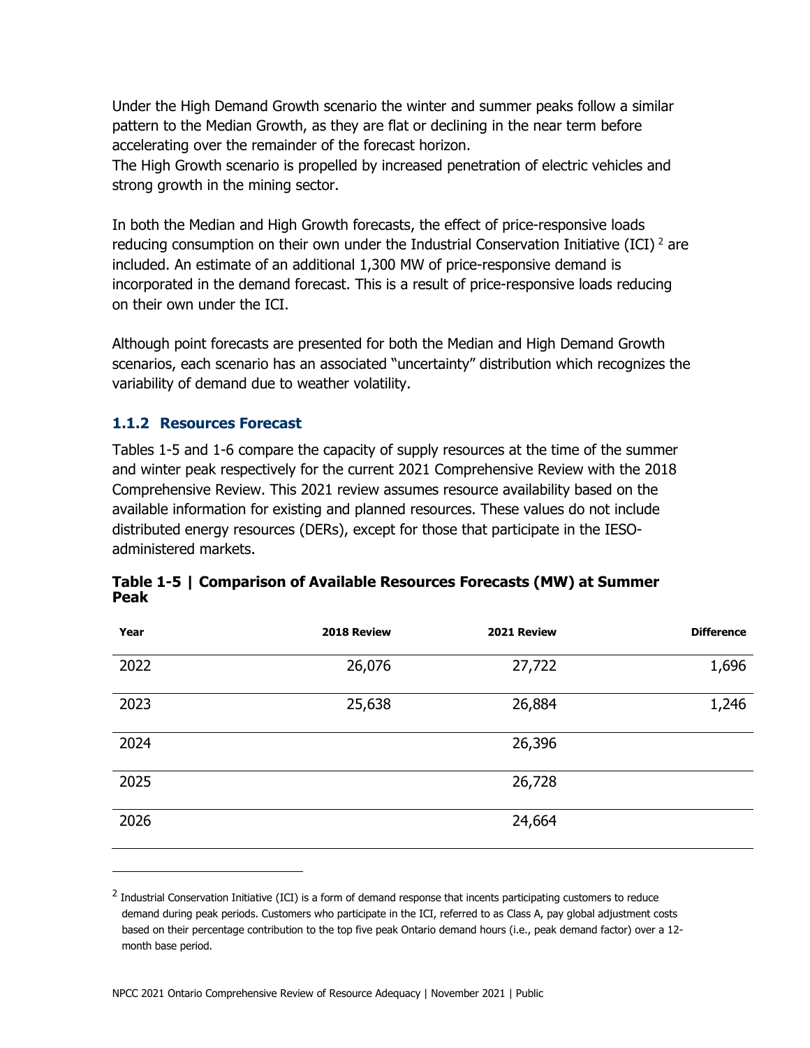Under the High Demand Growth scenario the winter and summer peaks follow a similar pattern to the Median Growth, as they are flat or declining in the near term before accelerating over the remainder of the forecast horizon.
The High Growth scenario is propelled by increased penetration of electric vehicles and strong growth in the mining sector.

In both the Median and High Growth forecasts, the effect of price-responsive loads reducing consumption on their own under the Industrial Conservation Initiative (ICI) [2] are included. An estimate of an additional 1,300 MW of price-responsive demand is incorporated in the demand forecast. This is a result of price-responsive loads reducing on their own under the ICI.

Although point forecasts are presented for both the Median and High Demand Growth scenarios, each scenario has an associated "uncertainty" distribution which recognizes the variability of demand due to weather volatility.

### 1.1.2 Resources Forecast

Tables 1-5 and 1-6 compare the capacity of supply resources at the time of the summer and winter peak respectively for the current 2021 Comprehensive Review with the 2018 Comprehensive Review. This 2021 review assumes resource availability based on the available information for existing and planned resources. These values do not include distributed energy resources (DERs), except for those that participate in the IESO-administered markets.

**Table 1-5 | Comparison of Available Resources Forecasts (MW) at Summer Peak**

| Year | 2018 Review | 2021 Review | Difference |
|---|---|---|---|
| 2022 | 26,076 | 27,722 | 1,696 |
| 2023 | 25,638 | 26,884 | 1,246 |
| 2024 | | 26,396 | |
| 2025 | | 26,728 | |
| 2026 | | 24,664 | |

[2] Industrial Conservation Initiative (ICI) is a form of demand response that incents participating customers to reduce demand during peak periods. Customers who participate in the ICI, referred to as Class A, pay global adjustment costs based on their percentage contribution to the top five peak Ontario demand hours (i.e., peak demand factor) over a 12-month base period.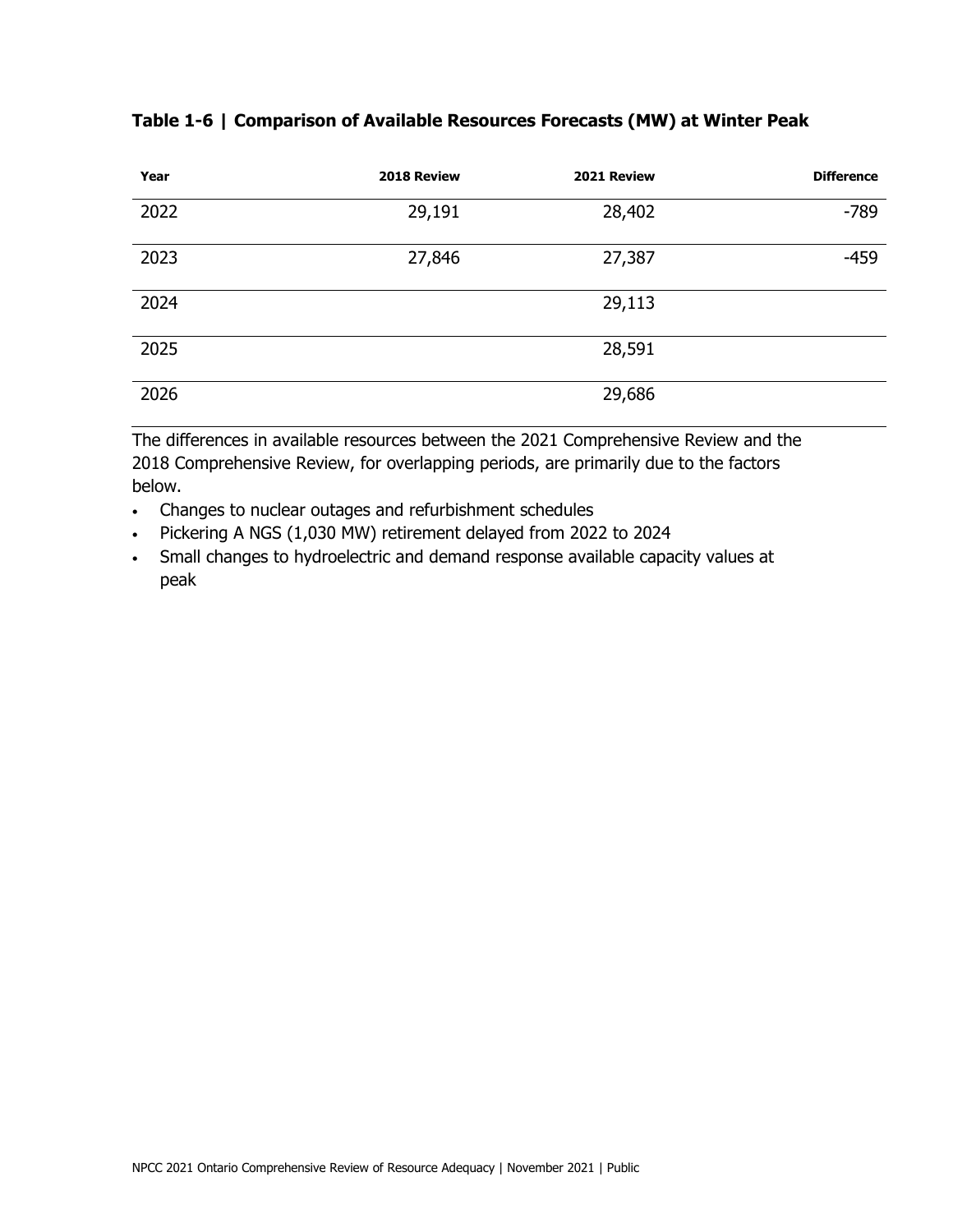**Table 1-6 | Comparison of Available Resources Forecasts (MW) at Winter Peak**

| Year | 2018 Review | 2021 Review | Difference |
|---|---|---|---|
| 2022 | 29,191 | 28,402 | -789 |
| 2023 | 27,846 | 27,387 | -459 |
| 2024 | | 29,113 | |
| 2025 | | 28,591 | |
| 2026 | | 29,686 | |

The differences in available resources between the 2021 Comprehensive Review and the 2018 Comprehensive Review, for overlapping periods, are primarily due to the factors below.

- Changes to nuclear outages and refurbishment schedules
- Pickering A NGS (1,030 MW) retirement delayed from 2022 to 2024
- Small changes to hydroelectric and demand response available capacity values at peak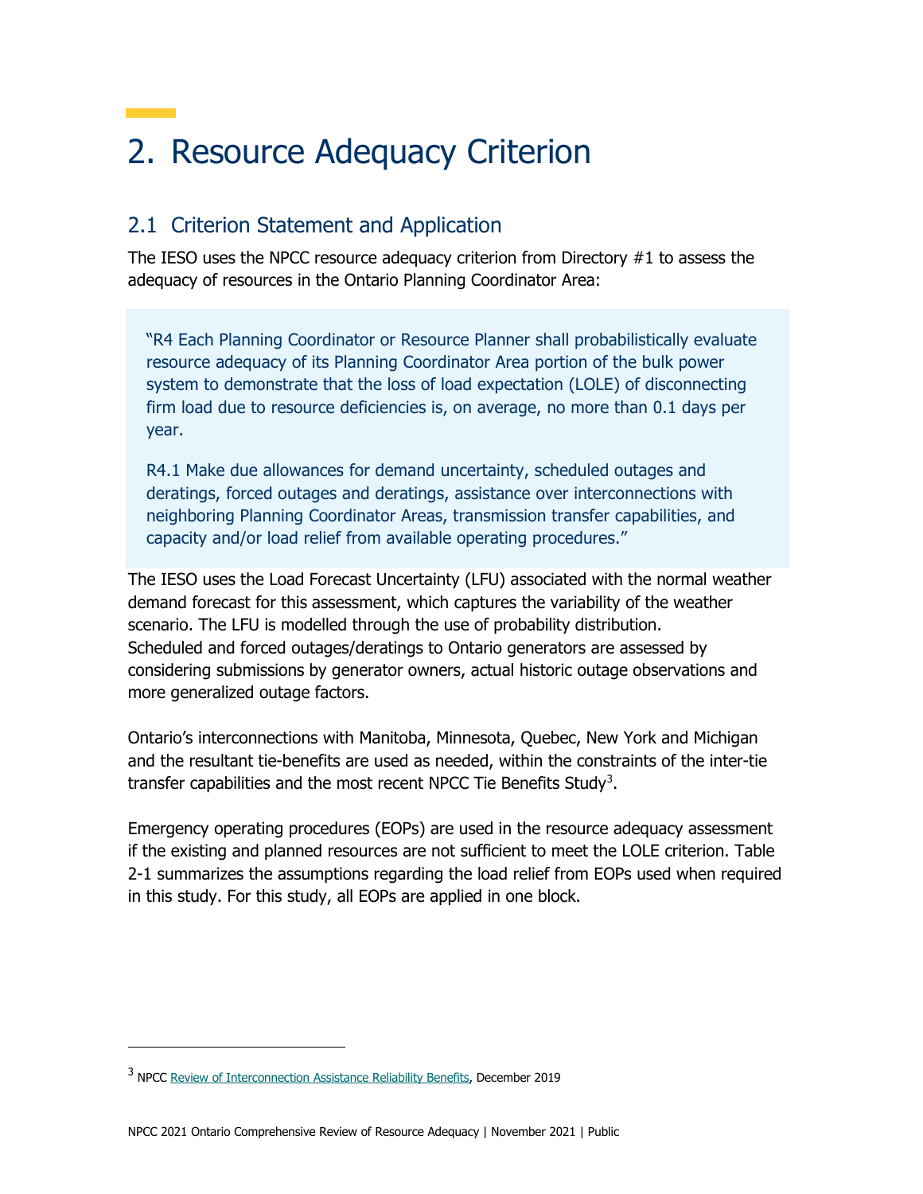# 2. Resource Adequacy Criterion

## 2.1 Criterion Statement and Application

The IESO uses the NPCC resource adequacy criterion from Directory #1 to assess the adequacy of resources in the Ontario Planning Coordinator Area:

> "R4 Each Planning Coordinator or Resource Planner shall probabilistically evaluate resource adequacy of its Planning Coordinator Area portion of the bulk power system to demonstrate that the loss of load expectation (LOLE) of disconnecting firm load due to resource deficiencies is, on average, no more than 0.1 days per year.
>
> R4.1 Make due allowances for demand uncertainty, scheduled outages and deratings, forced outages and deratings, assistance over interconnections with neighboring Planning Coordinator Areas, transmission transfer capabilities, and capacity and/or load relief from available operating procedures."

The IESO uses the Load Forecast Uncertainty (LFU) associated with the normal weather demand forecast for this assessment, which captures the variability of the weather scenario. The LFU is modelled through the use of probability distribution. Scheduled and forced outages/deratings to Ontario generators are assessed by considering submissions by generator owners, actual historic outage observations and more generalized outage factors.

Ontario's interconnections with Manitoba, Minnesota, Quebec, New York and Michigan and the resultant tie-benefits are used as needed, within the constraints of the inter-tie transfer capabilities and the most recent NPCC Tie Benefits Study[3].

Emergency operating procedures (EOPs) are used in the resource adequacy assessment if the existing and planned resources are not sufficient to meet the LOLE criterion. Table 2-1 summarizes the assumptions regarding the load relief from EOPs used when required in this study. For this study, all EOPs are applied in one block.

---

[3] NPCC Review of Interconnection Assistance Reliability Benefits, December 2019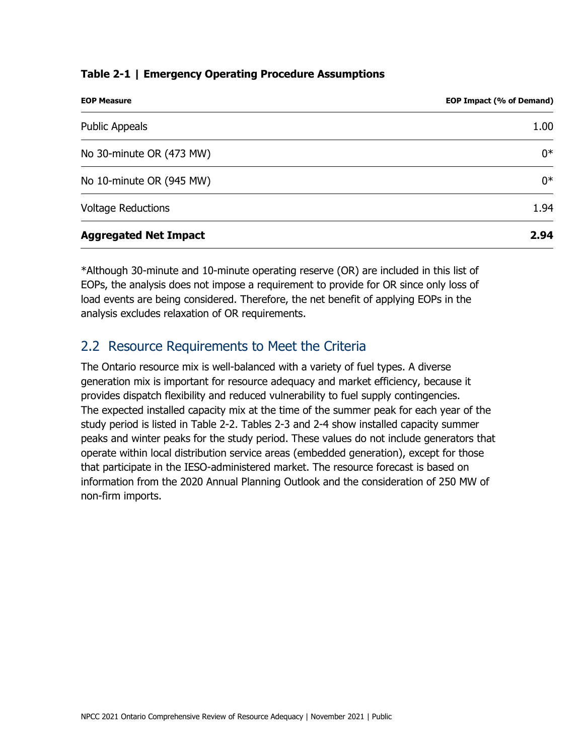**Table 2-1 | Emergency Operating Procedure Assumptions**

| EOP Measure | EOP Impact (% of Demand) |
| --- | --- |
| Public Appeals | 1.00 |
| No 30-minute OR (473 MW) | 0* |
| No 10-minute OR (945 MW) | 0* |
| Voltage Reductions | 1.94 |
| **Aggregated Net Impact** | **2.94** |

*Although 30-minute and 10-minute operating reserve (OR) are included in this list of EOPs, the analysis does not impose a requirement to provide for OR since only loss of load events are being considered. Therefore, the net benefit of applying EOPs in the analysis excludes relaxation of OR requirements.

## 2.2 Resource Requirements to Meet the Criteria

The Ontario resource mix is well-balanced with a variety of fuel types. A diverse generation mix is important for resource adequacy and market efficiency, because it provides dispatch flexibility and reduced vulnerability to fuel supply contingencies. The expected installed capacity mix at the time of the summer peak for each year of the study period is listed in Table 2-2. Tables 2-3 and 2-4 show installed capacity summer peaks and winter peaks for the study period. These values do not include generators that operate within local distribution service areas (embedded generation), except for those that participate in the IESO-administered market. The resource forecast is based on information from the 2020 Annual Planning Outlook and the consideration of 250 MW of non-firm imports.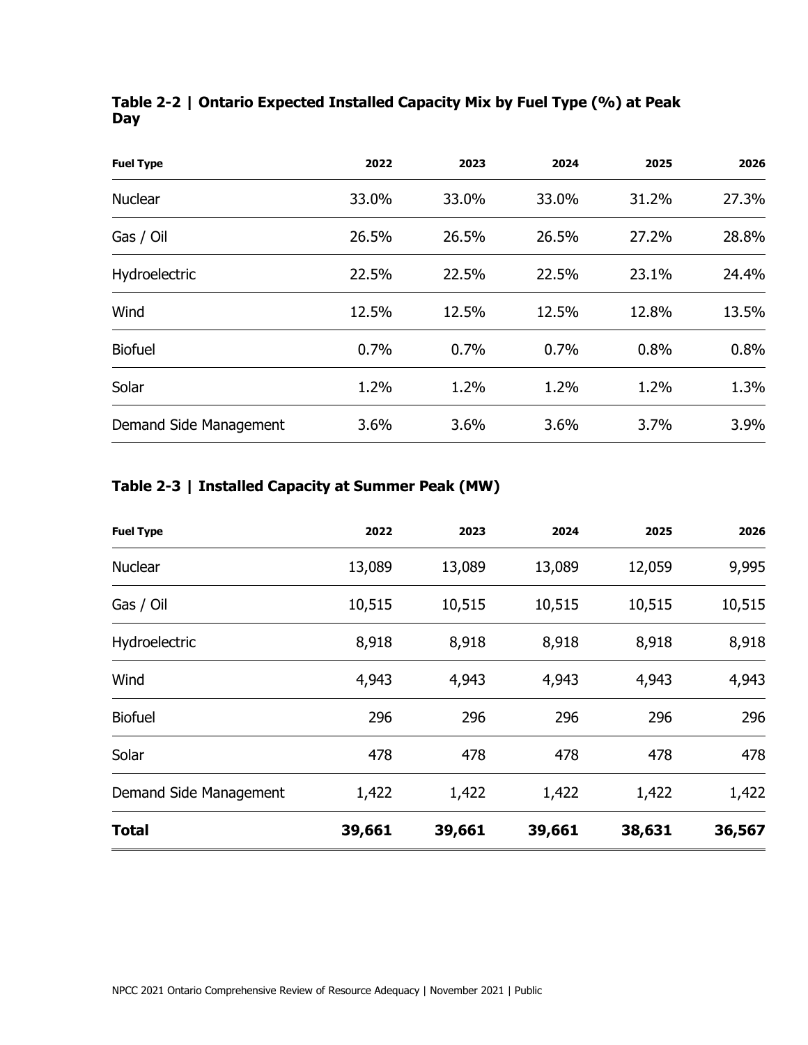**Table 2-2 | Ontario Expected Installed Capacity Mix by Fuel Type (%) at Peak Day**

| Fuel Type | 2022 | 2023 | 2024 | 2025 | 2026 |
|---|---|---|---|---|---|
| Nuclear | 33.0% | 33.0% | 33.0% | 31.2% | 27.3% |
| Gas / Oil | 26.5% | 26.5% | 26.5% | 27.2% | 28.8% |
| Hydroelectric | 22.5% | 22.5% | 22.5% | 23.1% | 24.4% |
| Wind | 12.5% | 12.5% | 12.5% | 12.8% | 13.5% |
| Biofuel | 0.7% | 0.7% | 0.7% | 0.8% | 0.8% |
| Solar | 1.2% | 1.2% | 1.2% | 1.2% | 1.3% |
| Demand Side Management | 3.6% | 3.6% | 3.6% | 3.7% | 3.9% |

**Table 2-3 | Installed Capacity at Summer Peak (MW)**

| Fuel Type | 2022 | 2023 | 2024 | 2025 | 2026 |
|---|---|---|---|---|---|
| Nuclear | 13,089 | 13,089 | 13,089 | 12,059 | 9,995 |
| Gas / Oil | 10,515 | 10,515 | 10,515 | 10,515 | 10,515 |
| Hydroelectric | 8,918 | 8,918 | 8,918 | 8,918 | 8,918 |
| Wind | 4,943 | 4,943 | 4,943 | 4,943 | 4,943 |
| Biofuel | 296 | 296 | 296 | 296 | 296 |
| Solar | 478 | 478 | 478 | 478 | 478 |
| Demand Side Management | 1,422 | 1,422 | 1,422 | 1,422 | 1,422 |
| **Total** | **39,661** | **39,661** | **39,661** | **38,631** | **36,567** |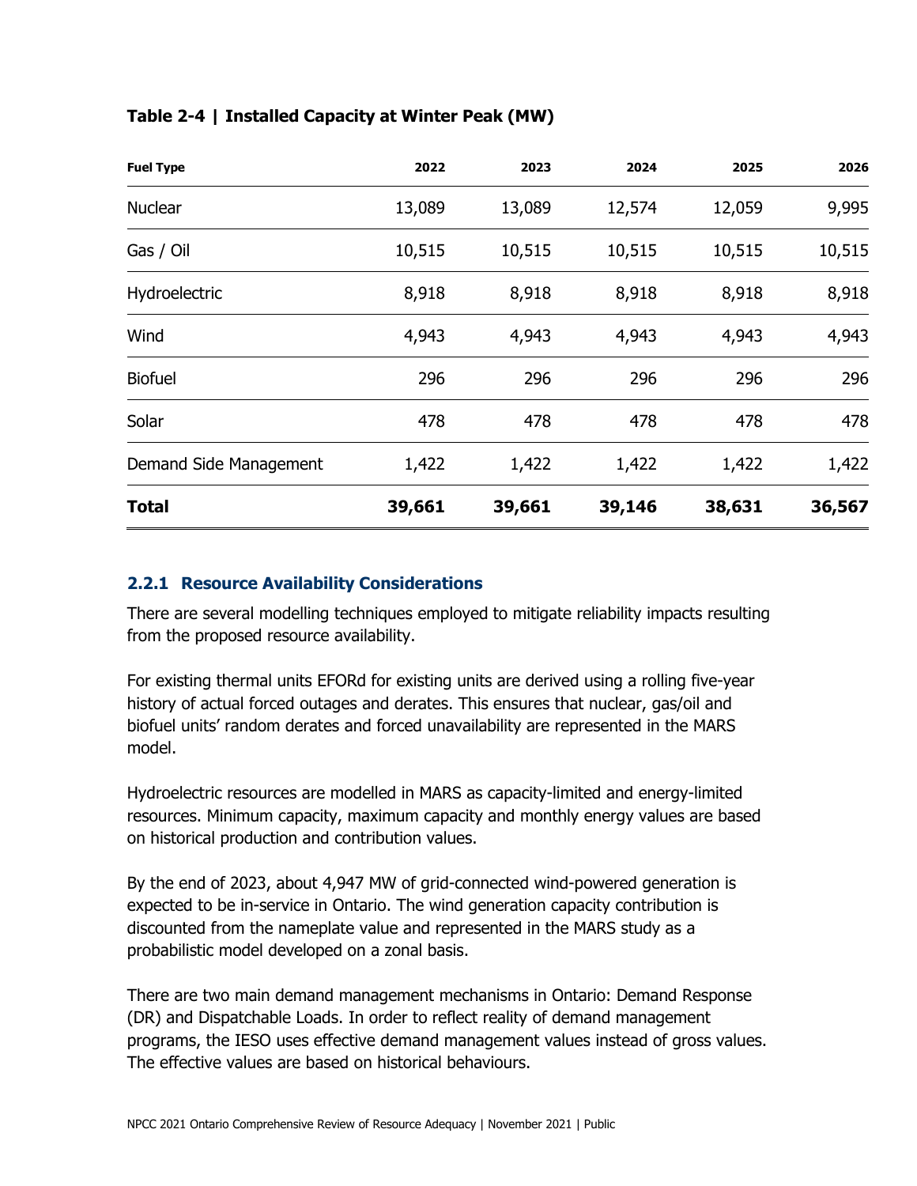**Table 2-4 | Installed Capacity at Winter Peak (MW)**

| Fuel Type | 2022 | 2023 | 2024 | 2025 | 2026 |
|---|---|---|---|---|---|
| Nuclear | 13,089 | 13,089 | 12,574 | 12,059 | 9,995 |
| Gas / Oil | 10,515 | 10,515 | 10,515 | 10,515 | 10,515 |
| Hydroelectric | 8,918 | 8,918 | 8,918 | 8,918 | 8,918 |
| Wind | 4,943 | 4,943 | 4,943 | 4,943 | 4,943 |
| Biofuel | 296 | 296 | 296 | 296 | 296 |
| Solar | 478 | 478 | 478 | 478 | 478 |
| Demand Side Management | 1,422 | 1,422 | 1,422 | 1,422 | 1,422 |
| **Total** | **39,661** | **39,661** | **39,146** | **38,631** | **36,567** |

### 2.2.1 Resource Availability Considerations

There are several modelling techniques employed to mitigate reliability impacts resulting from the proposed resource availability.

For existing thermal units EFORd for existing units are derived using a rolling five-year history of actual forced outages and derates. This ensures that nuclear, gas/oil and biofuel units' random derates and forced unavailability are represented in the MARS model.

Hydroelectric resources are modelled in MARS as capacity-limited and energy-limited resources. Minimum capacity, maximum capacity and monthly energy values are based on historical production and contribution values.

By the end of 2023, about 4,947 MW of grid-connected wind-powered generation is expected to be in-service in Ontario. The wind generation capacity contribution is discounted from the nameplate value and represented in the MARS study as a probabilistic model developed on a zonal basis.

There are two main demand management mechanisms in Ontario: Demand Response (DR) and Dispatchable Loads. In order to reflect reality of demand management programs, the IESO uses effective demand management values instead of gross values. The effective values are based on historical behaviours.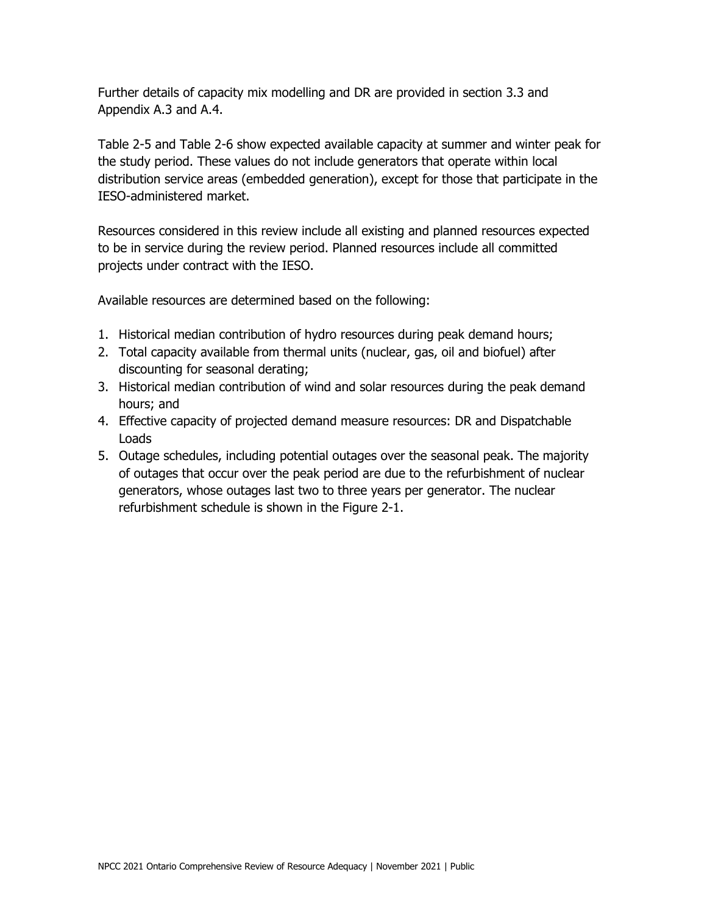Further details of capacity mix modelling and DR are provided in section 3.3 and Appendix A.3 and A.4.

Table 2-5 and Table 2-6 show expected available capacity at summer and winter peak for the study period. These values do not include generators that operate within local distribution service areas (embedded generation), except for those that participate in the IESO-administered market.

Resources considered in this review include all existing and planned resources expected to be in service during the review period. Planned resources include all committed projects under contract with the IESO.

Available resources are determined based on the following:

1. Historical median contribution of hydro resources during peak demand hours;
2. Total capacity available from thermal units (nuclear, gas, oil and biofuel) after discounting for seasonal derating;
3. Historical median contribution of wind and solar resources during the peak demand hours; and
4. Effective capacity of projected demand measure resources: DR and Dispatchable Loads
5. Outage schedules, including potential outages over the seasonal peak. The majority of outages that occur over the peak period are due to the refurbishment of nuclear generators, whose outages last two to three years per generator. The nuclear refurbishment schedule is shown in the Figure 2-1.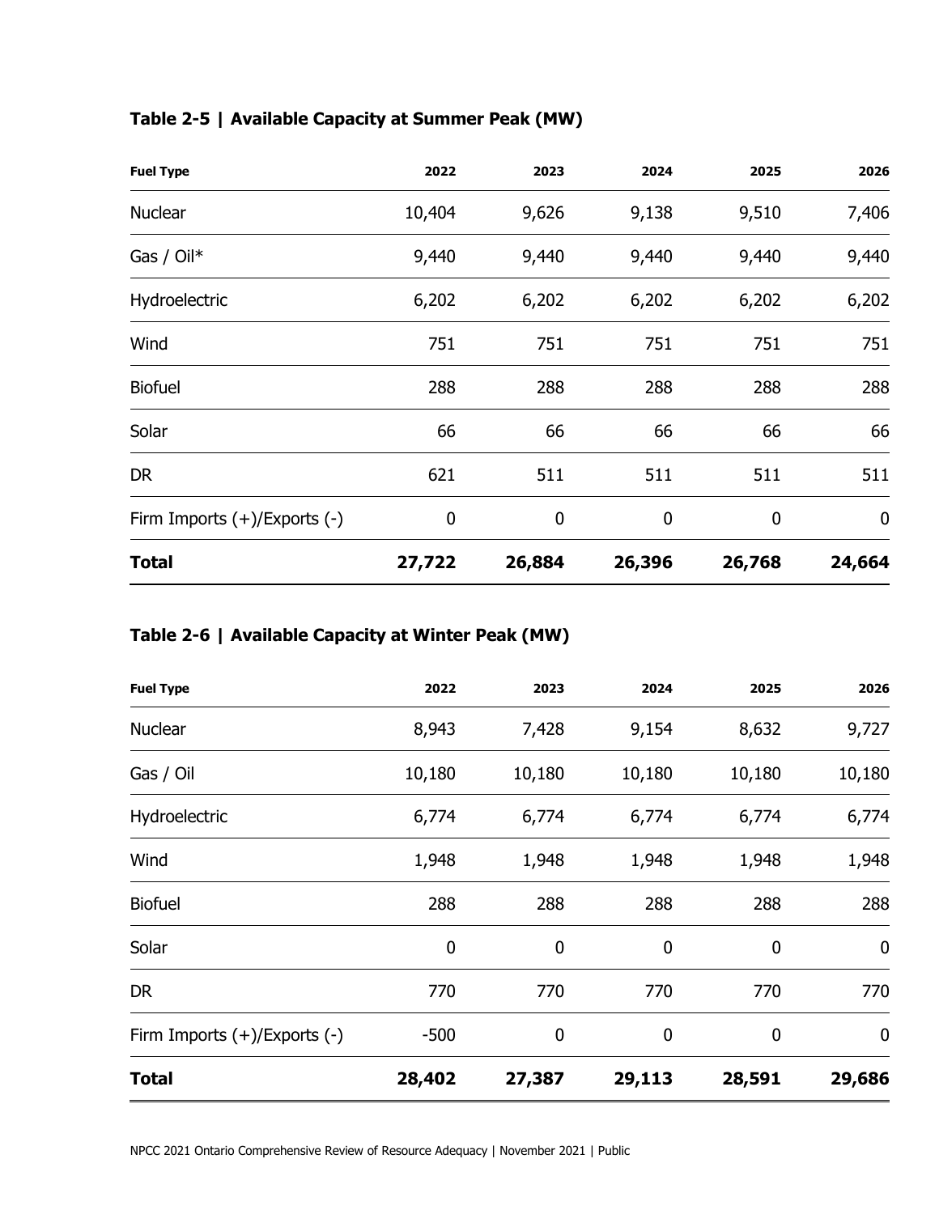**Table 2-5 | Available Capacity at Summer Peak (MW)**

| Fuel Type | 2022 | 2023 | 2024 | 2025 | 2026 |
|---|---|---|---|---|---|
| Nuclear | 10,404 | 9,626 | 9,138 | 9,510 | 7,406 |
| Gas / Oil* | 9,440 | 9,440 | 9,440 | 9,440 | 9,440 |
| Hydroelectric | 6,202 | 6,202 | 6,202 | 6,202 | 6,202 |
| Wind | 751 | 751 | 751 | 751 | 751 |
| Biofuel | 288 | 288 | 288 | 288 | 288 |
| Solar | 66 | 66 | 66 | 66 | 66 |
| DR | 621 | 511 | 511 | 511 | 511 |
| Firm Imports (+)/Exports (-) | 0 | 0 | 0 | 0 | 0 |
| **Total** | **27,722** | **26,884** | **26,396** | **26,768** | **24,664** |

**Table 2-6 | Available Capacity at Winter Peak (MW)**

| Fuel Type | 2022 | 2023 | 2024 | 2025 | 2026 |
|---|---|---|---|---|---|
| Nuclear | 8,943 | 7,428 | 9,154 | 8,632 | 9,727 |
| Gas / Oil | 10,180 | 10,180 | 10,180 | 10,180 | 10,180 |
| Hydroelectric | 6,774 | 6,774 | 6,774 | 6,774 | 6,774 |
| Wind | 1,948 | 1,948 | 1,948 | 1,948 | 1,948 |
| Biofuel | 288 | 288 | 288 | 288 | 288 |
| Solar | 0 | 0 | 0 | 0 | 0 |
| DR | 770 | 770 | 770 | 770 | 770 |
| Firm Imports (+)/Exports (-) | -500 | 0 | 0 | 0 | 0 |
| **Total** | **28,402** | **27,387** | **29,113** | **28,591** | **29,686** |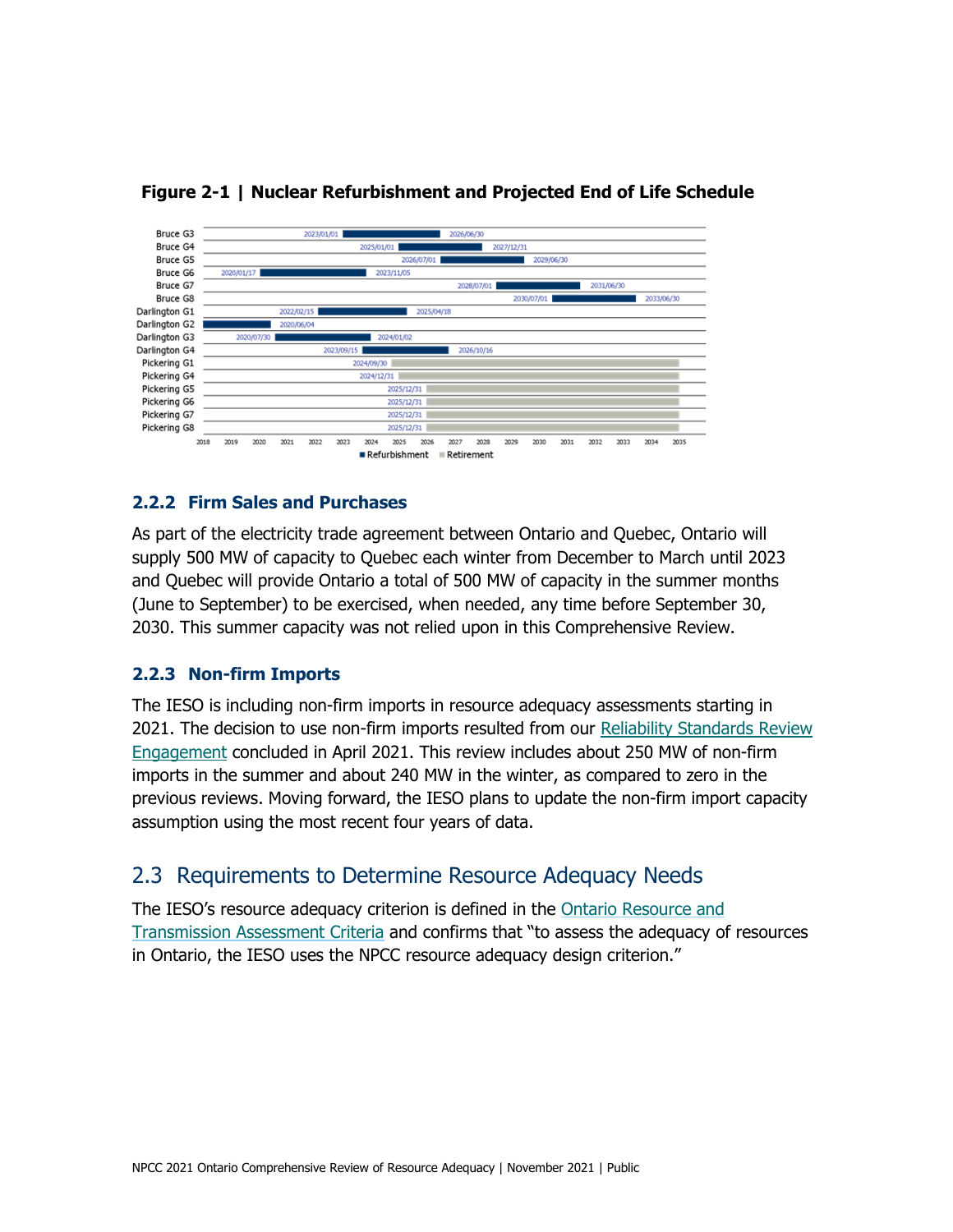**Figure 2-1 | Nuclear Refurbishment and Projected End of Life Schedule**

| Unit | Type | Start | End |
|---|---|---|---|
| Bruce G3 | Refurbishment | 2023/01/01 | 2026/06/30 |
| Bruce G4 | Refurbishment | 2025/01/01 | 2027/12/31 |
| Bruce G5 | Refurbishment | 2026/07/01 | 2029/06/30 |
| Bruce G6 | Refurbishment | 2020/01/17 | 2023/11/05 |
| Bruce G7 | Refurbishment | 2028/07/01 | 2031/06/30 |
| Bruce G8 | Refurbishment | 2030/07/01 | 2033/06/30 |
| Darlington G1 | Refurbishment | 2022/02/15 | 2025/04/18 |
| Darlington G2 | Refurbishment | | 2020/06/04 |
| Darlington G3 | Refurbishment | 2020/07/30 | 2024/01/02 |
| Darlington G4 | Refurbishment | 2023/09/15 | 2026/10/16 |
| Pickering G1 | Retirement | 2024/09/30 | |
| Pickering G4 | Retirement | 2024/12/31 | |
| Pickering G5 | Retirement | 2025/12/31 | |
| Pickering G6 | Retirement | 2025/12/31 | |
| Pickering G7 | Retirement | 2025/12/31 | |
| Pickering G8 | Retirement | 2025/12/31 | |

### 2.2.2 Firm Sales and Purchases

As part of the electricity trade agreement between Ontario and Quebec, Ontario will supply 500 MW of capacity to Quebec each winter from December to March until 2023 and Quebec will provide Ontario a total of 500 MW of capacity in the summer months (June to September) to be exercised, when needed, any time before September 30, 2030. This summer capacity was not relied upon in this Comprehensive Review.

### 2.2.3 Non-firm Imports

The IESO is including non-firm imports in resource adequacy assessments starting in 2021. The decision to use non-firm imports resulted from our Reliability Standards Review Engagement concluded in April 2021. This review includes about 250 MW of non-firm imports in the summer and about 240 MW in the winter, as compared to zero in the previous reviews. Moving forward, the IESO plans to update the non-firm import capacity assumption using the most recent four years of data.

## 2.3 Requirements to Determine Resource Adequacy Needs

The IESO's resource adequacy criterion is defined in the Ontario Resource and Transmission Assessment Criteria and confirms that "to assess the adequacy of resources in Ontario, the IESO uses the NPCC resource adequacy design criterion."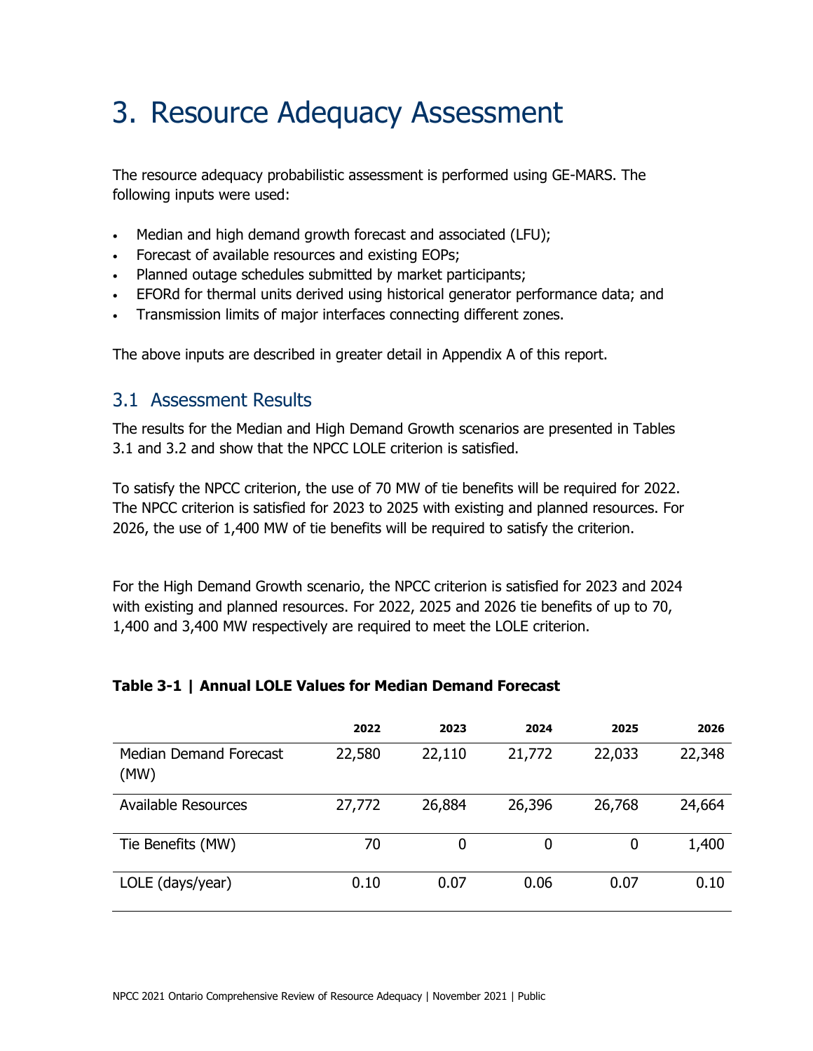# 3. Resource Adequacy Assessment

The resource adequacy probabilistic assessment is performed using GE-MARS. The following inputs were used:

- Median and high demand growth forecast and associated (LFU);
- Forecast of available resources and existing EOPs;
- Planned outage schedules submitted by market participants;
- EFORd for thermal units derived using historical generator performance data; and
- Transmission limits of major interfaces connecting different zones.

The above inputs are described in greater detail in Appendix A of this report.

## 3.1 Assessment Results

The results for the Median and High Demand Growth scenarios are presented in Tables 3.1 and 3.2 and show that the NPCC LOLE criterion is satisfied.

To satisfy the NPCC criterion, the use of 70 MW of tie benefits will be required for 2022. The NPCC criterion is satisfied for 2023 to 2025 with existing and planned resources. For 2026, the use of 1,400 MW of tie benefits will be required to satisfy the criterion.

For the High Demand Growth scenario, the NPCC criterion is satisfied for 2023 and 2024 with existing and planned resources. For 2022, 2025 and 2026 tie benefits of up to 70, 1,400 and 3,400 MW respectively are required to meet the LOLE criterion.

**Table 3-1 | Annual LOLE Values for Median Demand Forecast**

| | 2022 | 2023 | 2024 | 2025 | 2026 |
|---|---|---|---|---|---|
| Median Demand Forecast (MW) | 22,580 | 22,110 | 21,772 | 22,033 | 22,348 |
| Available Resources | 27,772 | 26,884 | 26,396 | 26,768 | 24,664 |
| Tie Benefits (MW) | 70 | 0 | 0 | 0 | 1,400 |
| LOLE (days/year) | 0.10 | 0.07 | 0.06 | 0.07 | 0.10 |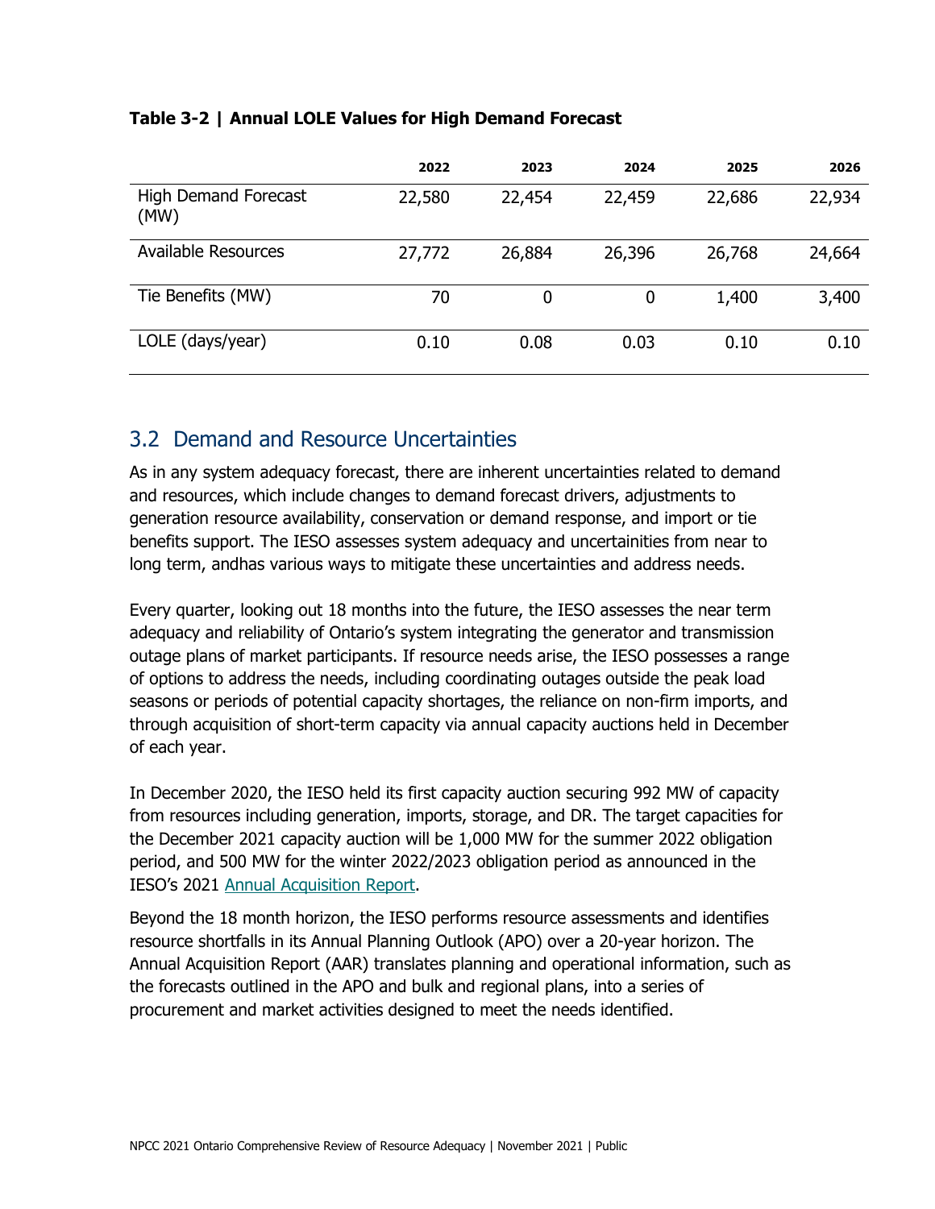**Table 3-2 | Annual LOLE Values for High Demand Forecast**

| | 2022 | 2023 | 2024 | 2025 | 2026 |
|---|---|---|---|---|---|
| High Demand Forecast (MW) | 22,580 | 22,454 | 22,459 | 22,686 | 22,934 |
| Available Resources | 27,772 | 26,884 | 26,396 | 26,768 | 24,664 |
| Tie Benefits (MW) | 70 | 0 | 0 | 1,400 | 3,400 |
| LOLE (days/year) | 0.10 | 0.08 | 0.03 | 0.10 | 0.10 |

## 3.2 Demand and Resource Uncertainties

As in any system adequacy forecast, there are inherent uncertainties related to demand and resources, which include changes to demand forecast drivers, adjustments to generation resource availability, conservation or demand response, and import or tie benefits support. The IESO assesses system adequacy and uncertainities from near to long term, andhas various ways to mitigate these uncertainties and address needs.

Every quarter, looking out 18 months into the future, the IESO assesses the near term adequacy and reliability of Ontario's system integrating the generator and transmission outage plans of market participants. If resource needs arise, the IESO possesses a range of options to address the needs, including coordinating outages outside the peak load seasons or periods of potential capacity shortages, the reliance on non-firm imports, and through acquisition of short-term capacity via annual capacity auctions held in December of each year.

In December 2020, the IESO held its first capacity auction securing 992 MW of capacity from resources including generation, imports, storage, and DR. The target capacities for the December 2021 capacity auction will be 1,000 MW for the summer 2022 obligation period, and 500 MW for the winter 2022/2023 obligation period as announced in the IESO's 2021 Annual Acquisition Report.

Beyond the 18 month horizon, the IESO performs resource assessments and identifies resource shortfalls in its Annual Planning Outlook (APO) over a 20-year horizon. The Annual Acquisition Report (AAR) translates planning and operational information, such as the forecasts outlined in the APO and bulk and regional plans, into a series of procurement and market activities designed to meet the needs identified.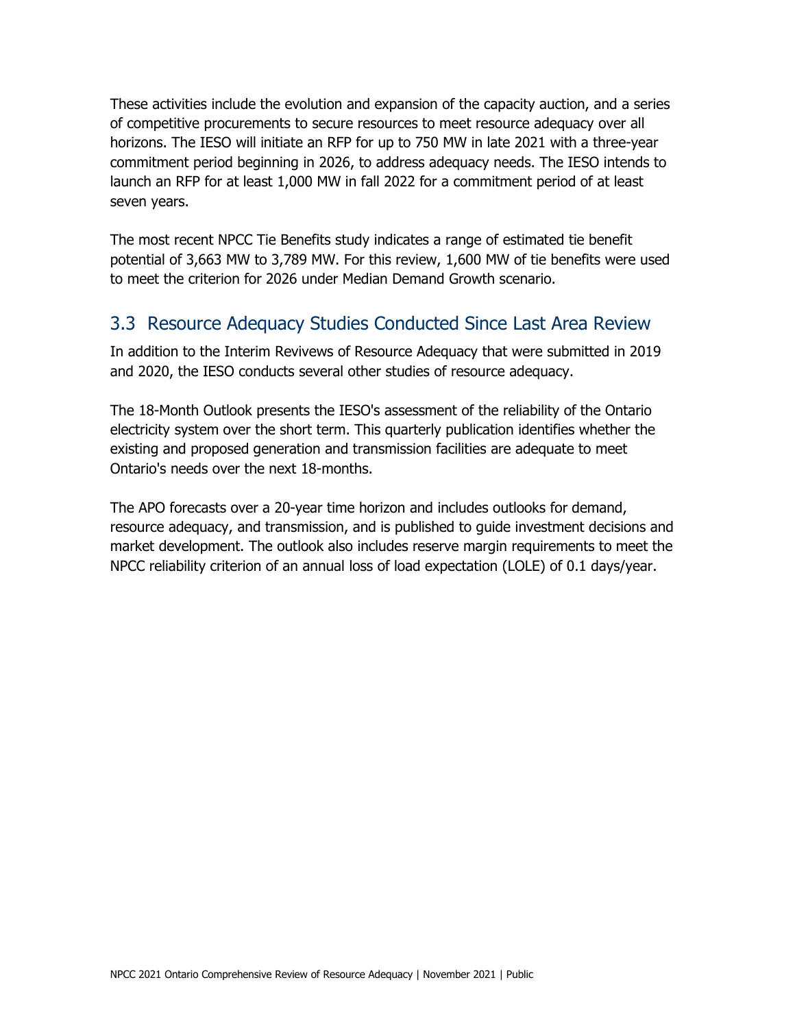These activities include the evolution and expansion of the capacity auction, and a series of competitive procurements to secure resources to meet resource adequacy over all horizons. The IESO will initiate an RFP for up to 750 MW in late 2021 with a three-year commitment period beginning in 2026, to address adequacy needs. The IESO intends to launch an RFP for at least 1,000 MW in fall 2022 for a commitment period of at least seven years.

The most recent NPCC Tie Benefits study indicates a range of estimated tie benefit potential of 3,663 MW to 3,789 MW. For this review, 1,600 MW of tie benefits were used to meet the criterion for 2026 under Median Demand Growth scenario.

## 3.3 Resource Adequacy Studies Conducted Since Last Area Review

In addition to the Interim Revivews of Resource Adequacy that were submitted in 2019 and 2020, the IESO conducts several other studies of resource adequacy.

The 18-Month Outlook presents the IESO's assessment of the reliability of the Ontario electricity system over the short term. This quarterly publication identifies whether the existing and proposed generation and transmission facilities are adequate to meet Ontario's needs over the next 18-months.

The APO forecasts over a 20-year time horizon and includes outlooks for demand, resource adequacy, and transmission, and is published to guide investment decisions and market development. The outlook also includes reserve margin requirements to meet the NPCC reliability criterion of an annual loss of load expectation (LOLE) of 0.1 days/year.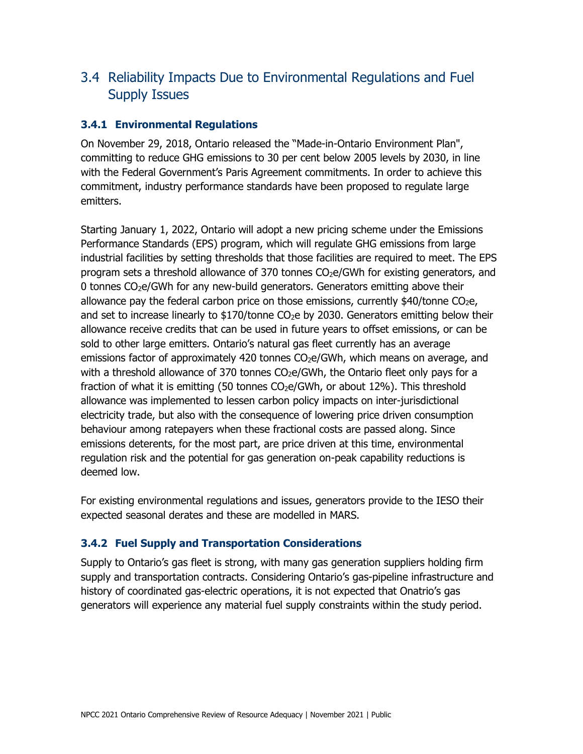## 3.4 Reliability Impacts Due to Environmental Regulations and Fuel Supply Issues

### 3.4.1 Environmental Regulations

On November 29, 2018, Ontario released the "Made-in-Ontario Environment Plan", committing to reduce GHG emissions to 30 per cent below 2005 levels by 2030, in line with the Federal Government's Paris Agreement commitments. In order to achieve this commitment, industry performance standards have been proposed to regulate large emitters.

Starting January 1, 2022, Ontario will adopt a new pricing scheme under the Emissions Performance Standards (EPS) program, which will regulate GHG emissions from large industrial facilities by setting thresholds that those facilities are required to meet. The EPS program sets a threshold allowance of 370 tonnes $CO_2e$/GWh for existing generators, and 0 tonnes $CO_2e$/GWh for any new-build generators. Generators emitting above their allowance pay the federal carbon price on those emissions, currently $40/tonne $CO_2e$, and set to increase linearly to $170/tonne $CO_2e$ by 2030. Generators emitting below their allowance receive credits that can be used in future years to offset emissions, or can be sold to other large emitters. Ontario's natural gas fleet currently has an average emissions factor of approximately 420 tonnes $CO_2e$/GWh, which means on average, and with a threshold allowance of 370 tonnes $CO_2e$/GWh, the Ontario fleet only pays for a fraction of what it is emitting (50 tonnes $CO_2e$/GWh, or about 12%). This threshold allowance was implemented to lessen carbon policy impacts on inter-jurisdictional electricity trade, but also with the consequence of lowering price driven consumption behaviour among ratepayers when these fractional costs are passed along. Since emissions deterents, for the most part, are price driven at this time, environmental regulation risk and the potential for gas generation on-peak capability reductions is deemed low.

For existing environmental regulations and issues, generators provide to the IESO their expected seasonal derates and these are modelled in MARS.

### 3.4.2 Fuel Supply and Transportation Considerations

Supply to Ontario's gas fleet is strong, with many gas generation suppliers holding firm supply and transportation contracts. Considering Ontario's gas-pipeline infrastructure and history of coordinated gas-electric operations, it is not expected that Onatrio's gas generators will experience any material fuel supply constraints within the study period.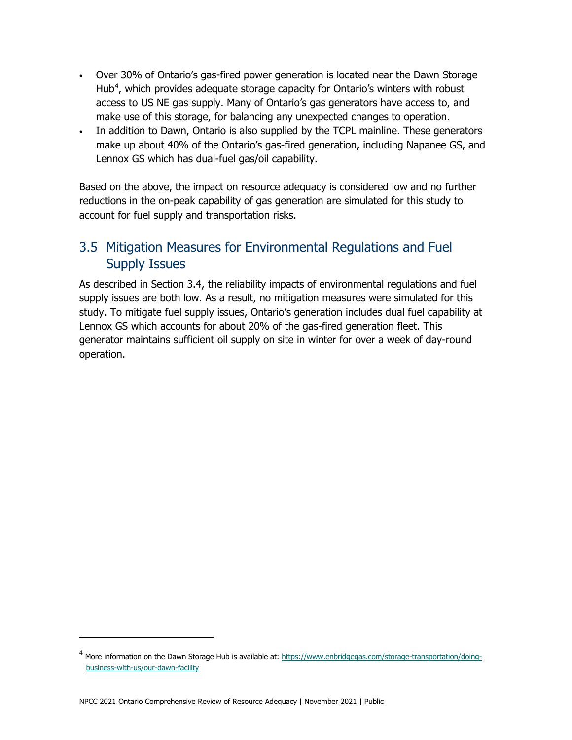- Over 30% of Ontario's gas-fired power generation is located near the Dawn Storage Hub[4], which provides adequate storage capacity for Ontario's winters with robust access to US NE gas supply. Many of Ontario's gas generators have access to, and make use of this storage, for balancing any unexpected changes to operation.
- In addition to Dawn, Ontario is also supplied by the TCPL mainline. These generators make up about 40% of the Ontario's gas-fired generation, including Napanee GS, and Lennox GS which has dual-fuel gas/oil capability.

Based on the above, the impact on resource adequacy is considered low and no further reductions in the on-peak capability of gas generation are simulated for this study to account for fuel supply and transportation risks.

## 3.5 Mitigation Measures for Environmental Regulations and Fuel Supply Issues

As described in Section 3.4, the reliability impacts of environmental regulations and fuel supply issues are both low. As a result, no mitigation measures were simulated for this study. To mitigate fuel supply issues, Ontario's generation includes dual fuel capability at Lennox GS which accounts for about 20% of the gas-fired generation fleet. This generator maintains sufficient oil supply on site in winter for over a week of day-round operation.

---

[4] More information on the Dawn Storage Hub is available at: https://www.enbridgegas.com/storage-transportation/doing-business-with-us/our-dawn-facility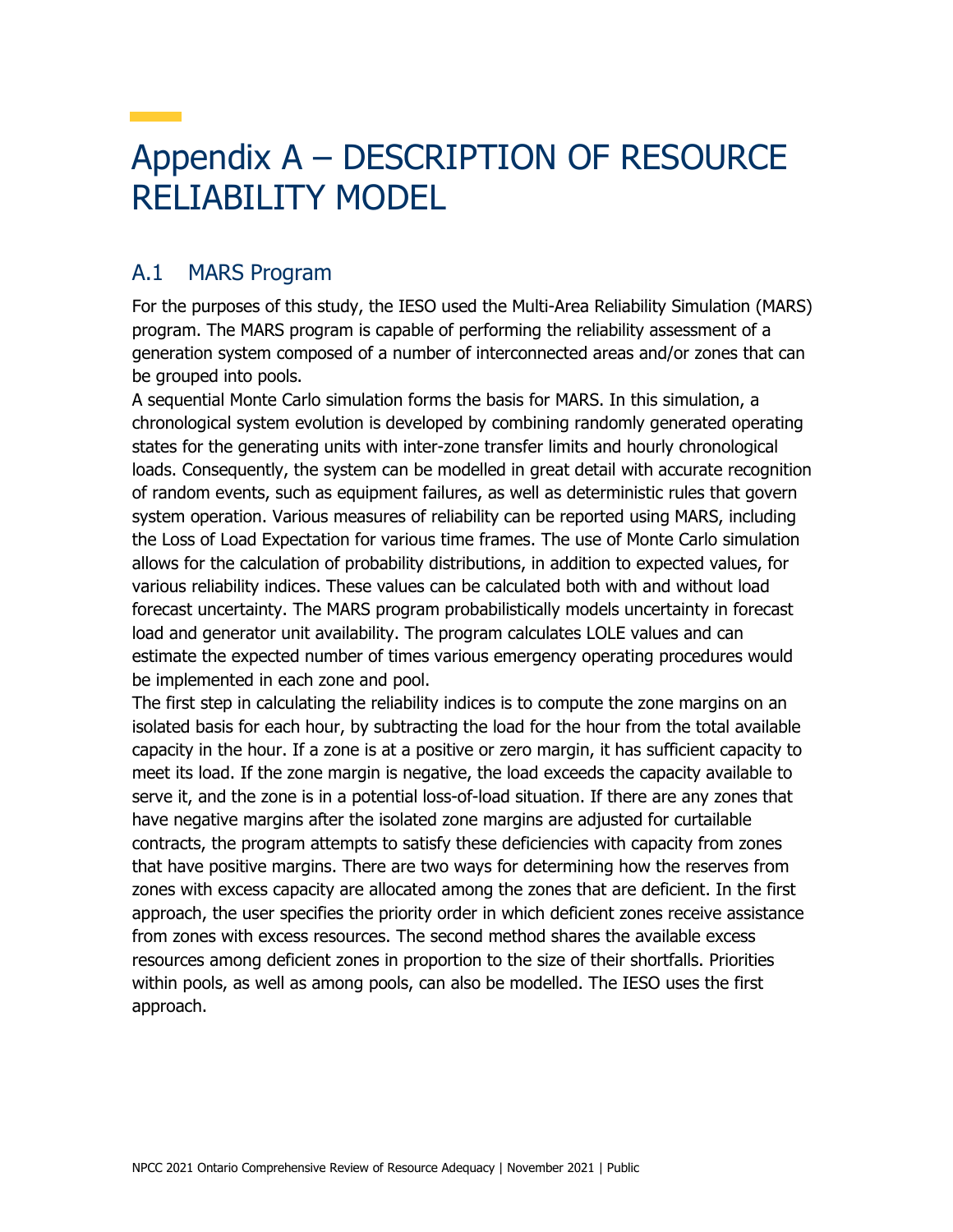# Appendix A – DESCRIPTION OF RESOURCE RELIABILITY MODEL

## A.1 MARS Program

For the purposes of this study, the IESO used the Multi-Area Reliability Simulation (MARS) program. The MARS program is capable of performing the reliability assessment of a generation system composed of a number of interconnected areas and/or zones that can be grouped into pools.

A sequential Monte Carlo simulation forms the basis for MARS. In this simulation, a chronological system evolution is developed by combining randomly generated operating states for the generating units with inter-zone transfer limits and hourly chronological loads. Consequently, the system can be modelled in great detail with accurate recognition of random events, such as equipment failures, as well as deterministic rules that govern system operation. Various measures of reliability can be reported using MARS, including the Loss of Load Expectation for various time frames. The use of Monte Carlo simulation allows for the calculation of probability distributions, in addition to expected values, for various reliability indices. These values can be calculated both with and without load forecast uncertainty. The MARS program probabilistically models uncertainty in forecast load and generator unit availability. The program calculates LOLE values and can estimate the expected number of times various emergency operating procedures would be implemented in each zone and pool.

The first step in calculating the reliability indices is to compute the zone margins on an isolated basis for each hour, by subtracting the load for the hour from the total available capacity in the hour. If a zone is at a positive or zero margin, it has sufficient capacity to meet its load. If the zone margin is negative, the load exceeds the capacity available to serve it, and the zone is in a potential loss-of-load situation. If there are any zones that have negative margins after the isolated zone margins are adjusted for curtailable contracts, the program attempts to satisfy these deficiencies with capacity from zones that have positive margins. There are two ways for determining how the reserves from zones with excess capacity are allocated among the zones that are deficient. In the first approach, the user specifies the priority order in which deficient zones receive assistance from zones with excess resources. The second method shares the available excess resources among deficient zones in proportion to the size of their shortfalls. Priorities within pools, as well as among pools, can also be modelled. The IESO uses the first approach.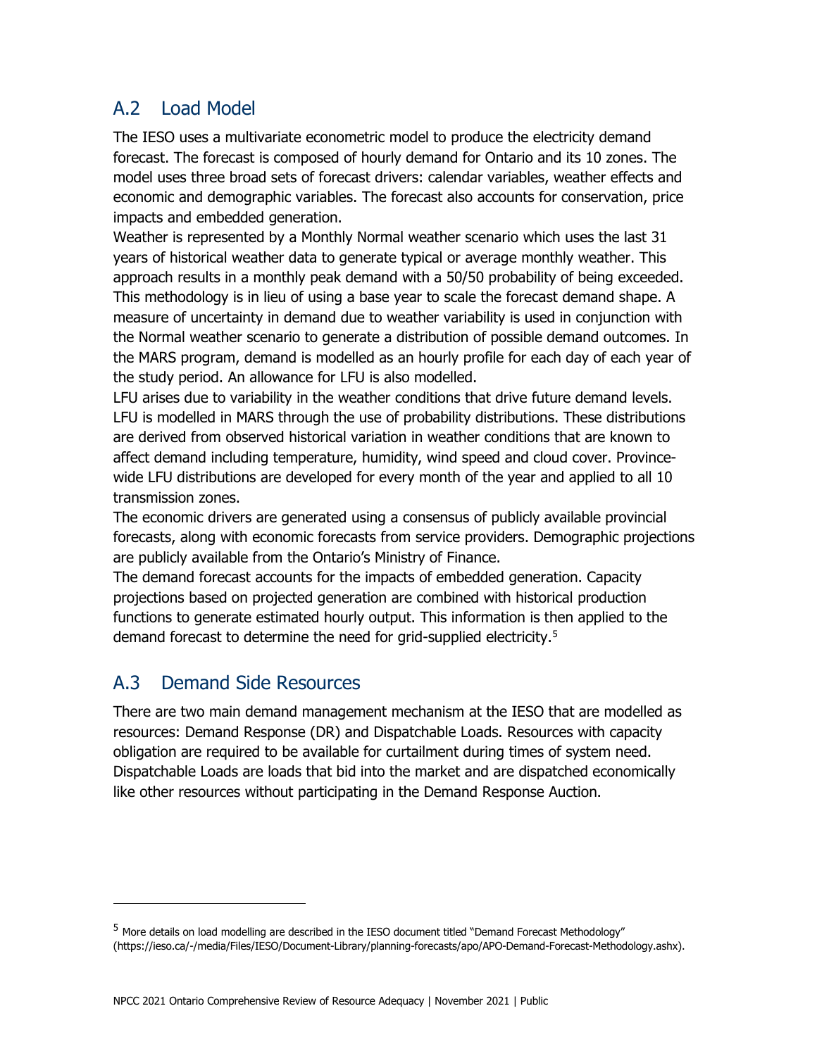## A.2 Load Model

The IESO uses a multivariate econometric model to produce the electricity demand forecast. The forecast is composed of hourly demand for Ontario and its 10 zones. The model uses three broad sets of forecast drivers: calendar variables, weather effects and economic and demographic variables. The forecast also accounts for conservation, price impacts and embedded generation.

Weather is represented by a Monthly Normal weather scenario which uses the last 31 years of historical weather data to generate typical or average monthly weather. This approach results in a monthly peak demand with a 50/50 probability of being exceeded. This methodology is in lieu of using a base year to scale the forecast demand shape. A measure of uncertainty in demand due to weather variability is used in conjunction with the Normal weather scenario to generate a distribution of possible demand outcomes. In the MARS program, demand is modelled as an hourly profile for each day of each year of the study period. An allowance for LFU is also modelled.

LFU arises due to variability in the weather conditions that drive future demand levels. LFU is modelled in MARS through the use of probability distributions. These distributions are derived from observed historical variation in weather conditions that are known to affect demand including temperature, humidity, wind speed and cloud cover. Province-wide LFU distributions are developed for every month of the year and applied to all 10 transmission zones.

The economic drivers are generated using a consensus of publicly available provincial forecasts, along with economic forecasts from service providers. Demographic projections are publicly available from the Ontario's Ministry of Finance.

The demand forecast accounts for the impacts of embedded generation. Capacity projections based on projected generation are combined with historical production functions to generate estimated hourly output. This information is then applied to the demand forecast to determine the need for grid-supplied electricity.[5]

## A.3 Demand Side Resources

There are two main demand management mechanism at the IESO that are modelled as resources: Demand Response (DR) and Dispatchable Loads. Resources with capacity obligation are required to be available for curtailment during times of system need. Dispatchable Loads are loads that bid into the market and are dispatched economically like other resources without participating in the Demand Response Auction.

---

[5] More details on load modelling are described in the IESO document titled "Demand Forecast Methodology" (https://ieso.ca/-/media/Files/IESO/Document-Library/planning-forecasts/apo/APO-Demand-Forecast-Methodology.ashx).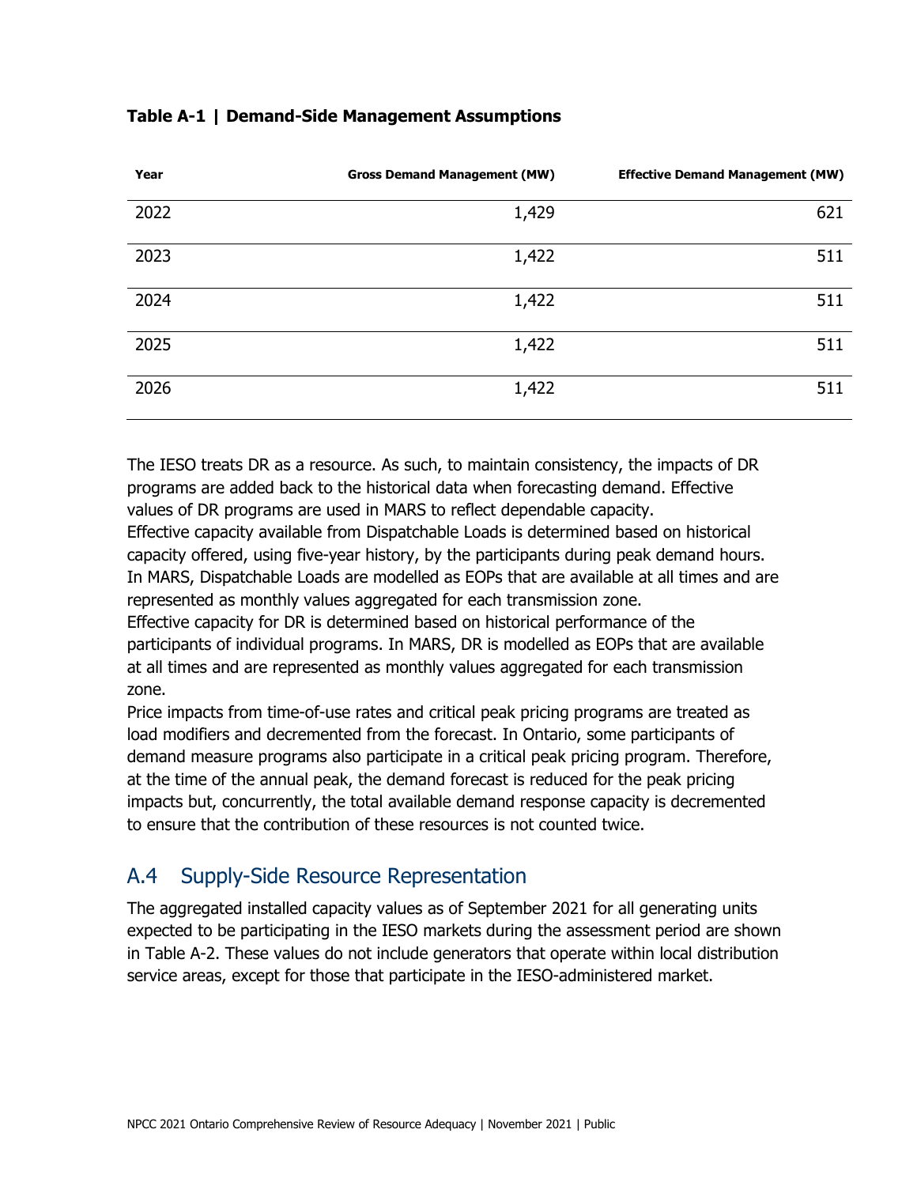**Table A-1 | Demand-Side Management Assumptions**

| Year | Gross Demand Management (MW) | Effective Demand Management (MW) |
|---|---|---|
| 2022 | 1,429 | 621 |
| 2023 | 1,422 | 511 |
| 2024 | 1,422 | 511 |
| 2025 | 1,422 | 511 |
| 2026 | 1,422 | 511 |

The IESO treats DR as a resource. As such, to maintain consistency, the impacts of DR programs are added back to the historical data when forecasting demand. Effective values of DR programs are used in MARS to reflect dependable capacity.

Effective capacity available from Dispatchable Loads is determined based on historical capacity offered, using five-year history, by the participants during peak demand hours. In MARS, Dispatchable Loads are modelled as EOPs that are available at all times and are represented as monthly values aggregated for each transmission zone.

Effective capacity for DR is determined based on historical performance of the participants of individual programs. In MARS, DR is modelled as EOPs that are available at all times and are represented as monthly values aggregated for each transmission zone.

Price impacts from time-of-use rates and critical peak pricing programs are treated as load modifiers and decremented from the forecast. In Ontario, some participants of demand measure programs also participate in a critical peak pricing program. Therefore, at the time of the annual peak, the demand forecast is reduced for the peak pricing impacts but, concurrently, the total available demand response capacity is decremented to ensure that the contribution of these resources is not counted twice.

## A.4 Supply-Side Resource Representation

The aggregated installed capacity values as of September 2021 for all generating units expected to be participating in the IESO markets during the assessment period are shown in Table A-2. These values do not include generators that operate within local distribution service areas, except for those that participate in the IESO-administered market.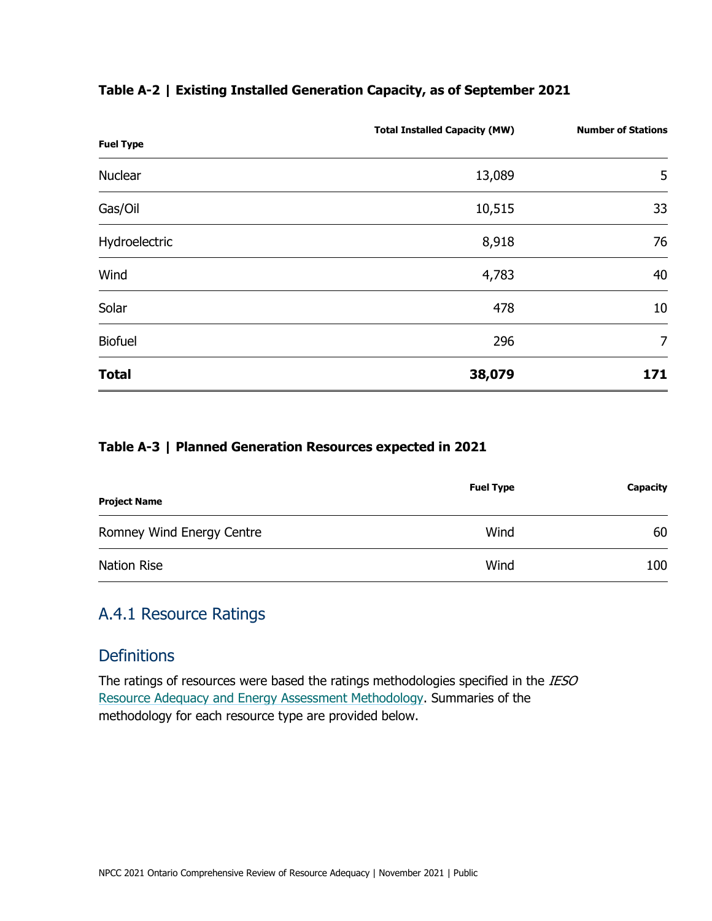**Table A-2 | Existing Installed Generation Capacity, as of September 2021**

| Fuel Type | Total Installed Capacity (MW) | Number of Stations |
|---|---|---|
| Nuclear | 13,089 | 5 |
| Gas/Oil | 10,515 | 33 |
| Hydroelectric | 8,918 | 76 |
| Wind | 4,783 | 40 |
| Solar | 478 | 10 |
| Biofuel | 296 | 7 |
| **Total** | **38,079** | **171** |

**Table A-3 | Planned Generation Resources expected in 2021**

| Project Name | Fuel Type | Capacity |
|---|---|---|
| Romney Wind Energy Centre | Wind | 60 |
| Nation Rise | Wind | 100 |

## A.4.1 Resource Ratings

### Definitions

The ratings of resources were based the ratings methodologies specified in the *IESO* Resource Adequacy and Energy Assessment Methodology. Summaries of the methodology for each resource type are provided below.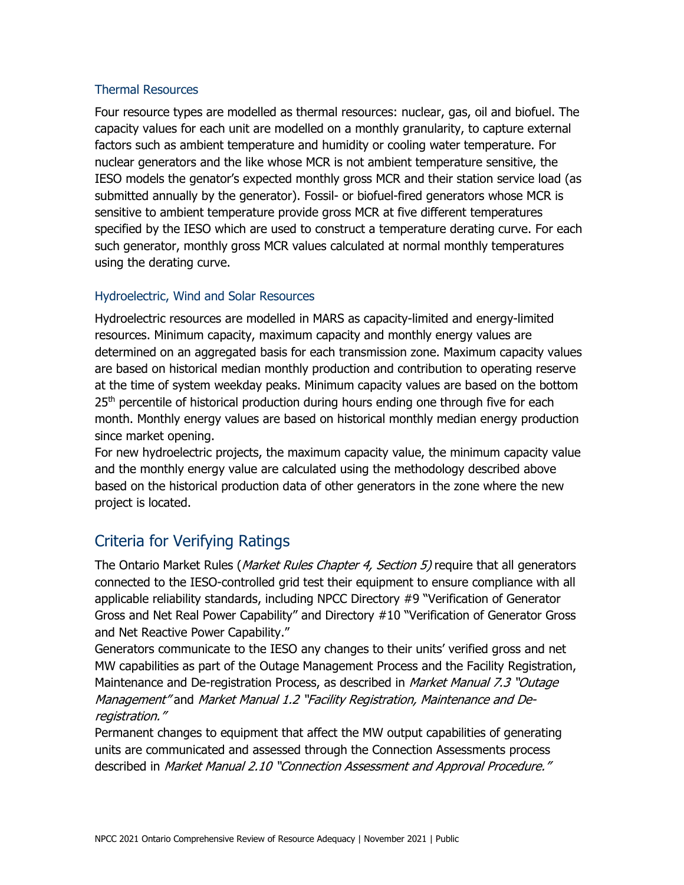### Thermal Resources

Four resource types are modelled as thermal resources: nuclear, gas, oil and biofuel. The capacity values for each unit are modelled on a monthly granularity, to capture external factors such as ambient temperature and humidity or cooling water temperature. For nuclear generators and the like whose MCR is not ambient temperature sensitive, the IESO models the genator's expected monthly gross MCR and their station service load (as submitted annually by the generator). Fossil- or biofuel-fired generators whose MCR is sensitive to ambient temperature provide gross MCR at five different temperatures specified by the IESO which are used to construct a temperature derating curve. For each such generator, monthly gross MCR values calculated at normal monthly temperatures using the derating curve.

### Hydroelectric, Wind and Solar Resources

Hydroelectric resources are modelled in MARS as capacity-limited and energy-limited resources. Minimum capacity, maximum capacity and monthly energy values are determined on an aggregated basis for each transmission zone. Maximum capacity values are based on historical median monthly production and contribution to operating reserve at the time of system weekday peaks. Minimum capacity values are based on the bottom 25th percentile of historical production during hours ending one through five for each month. Monthly energy values are based on historical monthly median energy production since market opening.

For new hydroelectric projects, the maximum capacity value, the minimum capacity value and the monthly energy value are calculated using the methodology described above based on the historical production data of other generators in the zone where the new project is located.

## Criteria for Verifying Ratings

The Ontario Market Rules (*Market Rules Chapter 4, Section 5)* require that all generators connected to the IESO-controlled grid test their equipment to ensure compliance with all applicable reliability standards, including NPCC Directory #9 "Verification of Generator Gross and Net Real Power Capability" and Directory #10 "Verification of Generator Gross and Net Reactive Power Capability."

Generators communicate to the IESO any changes to their units' verified gross and net MW capabilities as part of the Outage Management Process and the Facility Registration, Maintenance and De-registration Process, as described in *Market Manual 7.3 "Outage Management"* and *Market Manual 1.2 "Facility Registration, Maintenance and De-registration."*

Permanent changes to equipment that affect the MW output capabilities of generating units are communicated and assessed through the Connection Assessments process described in *Market Manual 2.10 "Connection Assessment and Approval Procedure."*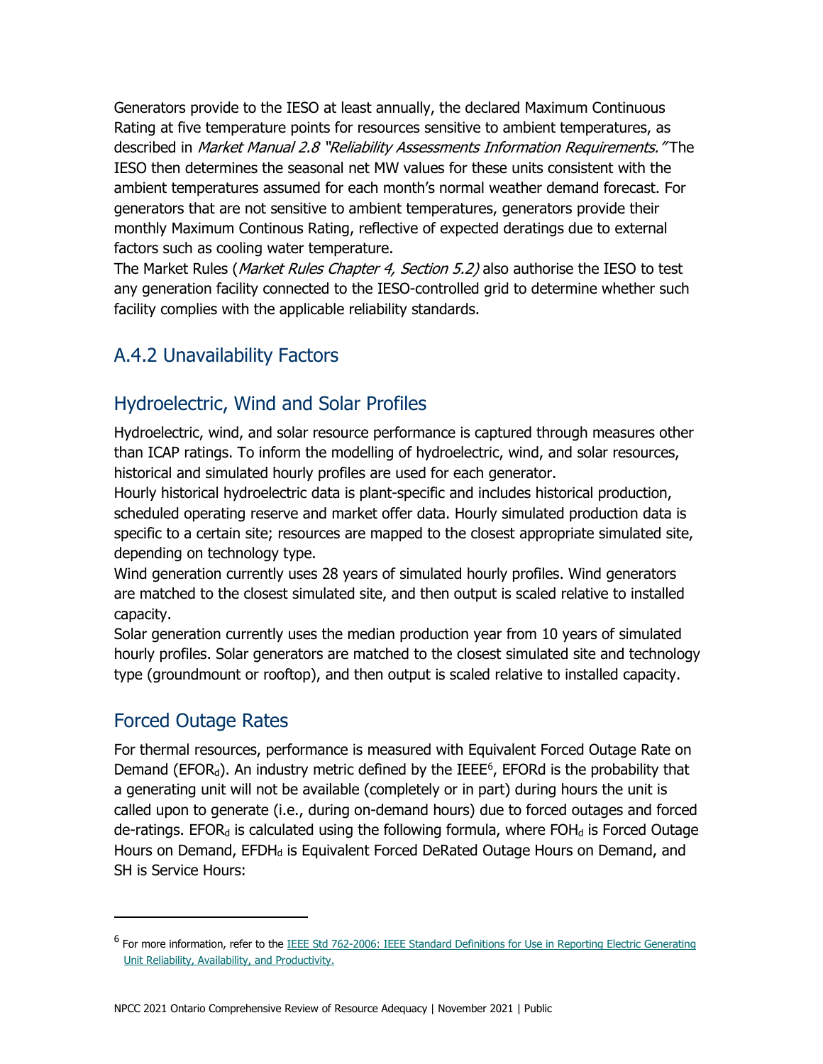Generators provide to the IESO at least annually, the declared Maximum Continuous Rating at five temperature points for resources sensitive to ambient temperatures, as described in *Market Manual 2.8 "Reliability Assessments Information Requirements."* The IESO then determines the seasonal net MW values for these units consistent with the ambient temperatures assumed for each month's normal weather demand forecast. For generators that are not sensitive to ambient temperatures, generators provide their monthly Maximum Continous Rating, reflective of expected deratings due to external factors such as cooling water temperature.

The Market Rules (*Market Rules Chapter 4, Section 5.2)* also authorise the IESO to test any generation facility connected to the IESO-controlled grid to determine whether such facility complies with the applicable reliability standards.

## A.4.2 Unavailability Factors

## Hydroelectric, Wind and Solar Profiles

Hydroelectric, wind, and solar resource performance is captured through measures other than ICAP ratings. To inform the modelling of hydroelectric, wind, and solar resources, historical and simulated hourly profiles are used for each generator.

Hourly historical hydroelectric data is plant-specific and includes historical production, scheduled operating reserve and market offer data. Hourly simulated production data is specific to a certain site; resources are mapped to the closest appropriate simulated site, depending on technology type.

Wind generation currently uses 28 years of simulated hourly profiles. Wind generators are matched to the closest simulated site, and then output is scaled relative to installed capacity.

Solar generation currently uses the median production year from 10 years of simulated hourly profiles. Solar generators are matched to the closest simulated site and technology type (groundmount or rooftop), and then output is scaled relative to installed capacity.

## Forced Outage Rates

For thermal resources, performance is measured with Equivalent Forced Outage Rate on Demand ($EFOR_d$). An industry metric defined by the IEEE[6], EFORd is the probability that a generating unit will not be available (completely or in part) during hours the unit is called upon to generate (i.e., during on-demand hours) due to forced outages and forced de-ratings. $EFOR_d$ is calculated using the following formula, where $FOH_d$ is Forced Outage Hours on Demand, $EFDH_d$ is Equivalent Forced DeRated Outage Hours on Demand, and SH is Service Hours:

[6] For more information, refer to the [IEEE Std 762-2006: IEEE Standard Definitions for Use in Reporting Electric Generating Unit Reliability, Availability, and Productivity.]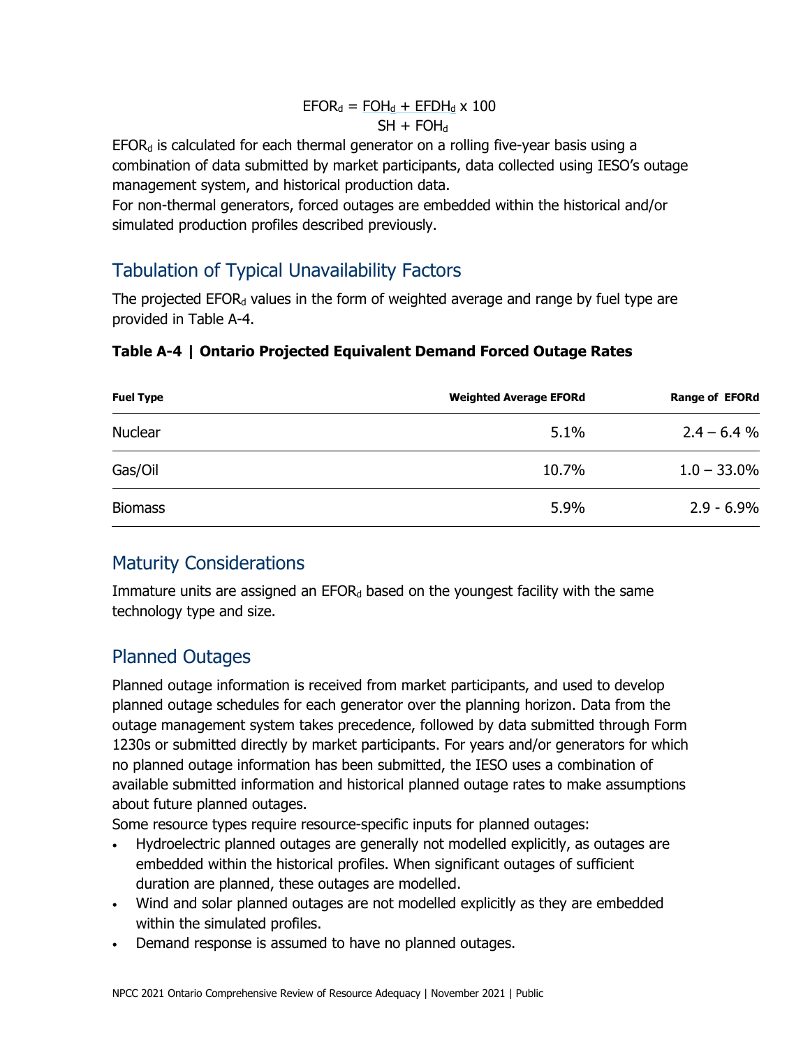$$EFOR_d = \frac{FOH_d + EFDH_d}{SH + FOH_d} \times 100$$

$EFOR_d$ is calculated for each thermal generator on a rolling five-year basis using a combination of data submitted by market participants, data collected using IESO's outage management system, and historical production data.

For non-thermal generators, forced outages are embedded within the historical and/or simulated production profiles described previously.

## Tabulation of Typical Unavailability Factors

The projected $EFOR_d$ values in the form of weighted average and range by fuel type are provided in Table A-4.

**Table A-4 | Ontario Projected Equivalent Demand Forced Outage Rates**

| Fuel Type | Weighted Average EFORd | Range of EFORd |
|---|---|---|
| Nuclear | 5.1% | 2.4 – 6.4 % |
| Gas/Oil | 10.7% | 1.0 – 33.0% |
| Biomass | 5.9% | 2.9 - 6.9% |

## Maturity Considerations

Immature units are assigned an $EFOR_d$ based on the youngest facility with the same technology type and size.

## Planned Outages

Planned outage information is received from market participants, and used to develop planned outage schedules for each generator over the planning horizon. Data from the outage management system takes precedence, followed by data submitted through Form 1230s or submitted directly by market participants. For years and/or generators for which no planned outage information has been submitted, the IESO uses a combination of available submitted information and historical planned outage rates to make assumptions about future planned outages.

Some resource types require resource-specific inputs for planned outages:

- Hydroelectric planned outages are generally not modelled explicitly, as outages are embedded within the historical profiles. When significant outages of sufficient duration are planned, these outages are modelled.
- Wind and solar planned outages are not modelled explicitly as they are embedded within the simulated profiles.
- Demand response is assumed to have no planned outages.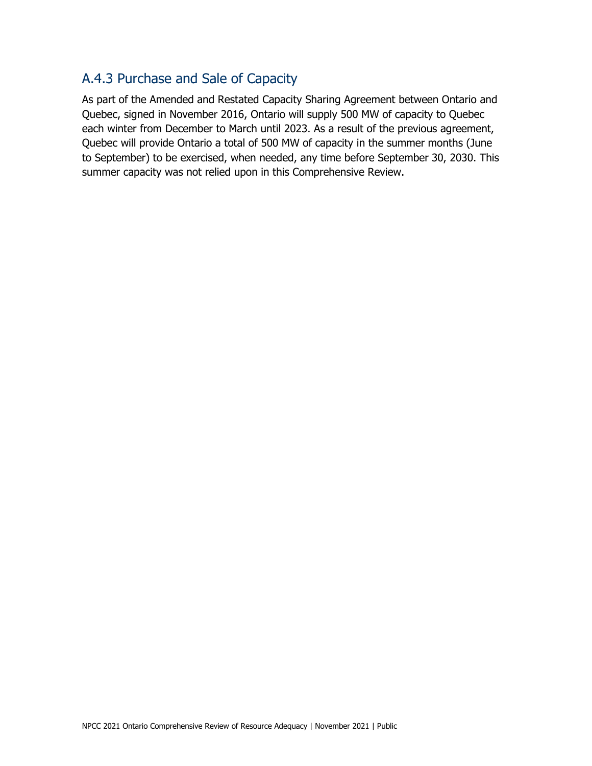### A.4.3 Purchase and Sale of Capacity

As part of the Amended and Restated Capacity Sharing Agreement between Ontario and Quebec, signed in November 2016, Ontario will supply 500 MW of capacity to Quebec each winter from December to March until 2023. As a result of the previous agreement, Quebec will provide Ontario a total of 500 MW of capacity in the summer months (June to September) to be exercised, when needed, any time before September 30, 2030. This summer capacity was not relied upon in this Comprehensive Review.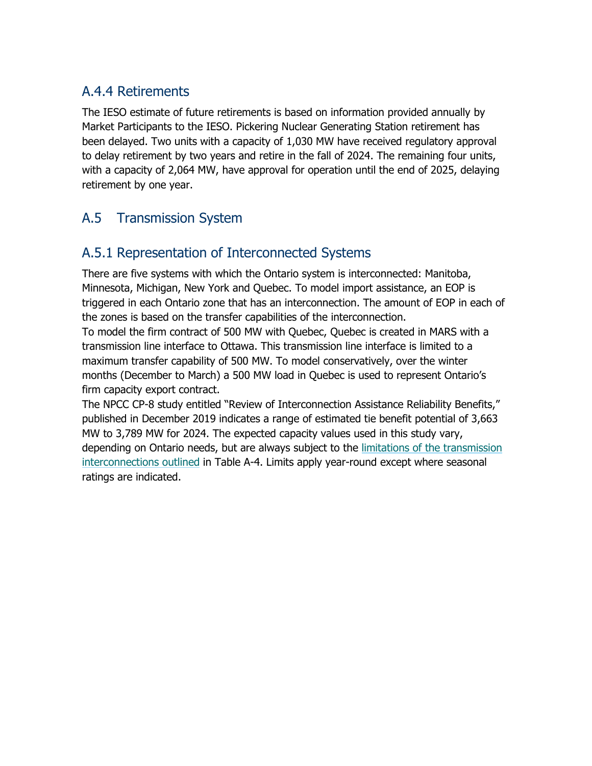### A.4.4 Retirements

The IESO estimate of future retirements is based on information provided annually by Market Participants to the IESO. Pickering Nuclear Generating Station retirement has been delayed. Two units with a capacity of 1,030 MW have received regulatory approval to delay retirement by two years and retire in the fall of 2024. The remaining four units, with a capacity of 2,064 MW, have approval for operation until the end of 2025, delaying retirement by one year.

## A.5 Transmission System

### A.5.1 Representation of Interconnected Systems

There are five systems with which the Ontario system is interconnected: Manitoba, Minnesota, Michigan, New York and Quebec. To model import assistance, an EOP is triggered in each Ontario zone that has an interconnection. The amount of EOP in each of the zones is based on the transfer capabilities of the interconnection.

To model the firm contract of 500 MW with Quebec, Quebec is created in MARS with a transmission line interface to Ottawa. This transmission line interface is limited to a maximum transfer capability of 500 MW. To model conservatively, over the winter months (December to March) a 500 MW load in Quebec is used to represent Ontario's firm capacity export contract.

The NPCC CP-8 study entitled "Review of Interconnection Assistance Reliability Benefits," published in December 2019 indicates a range of estimated tie benefit potential of 3,663 MW to 3,789 MW for 2024. The expected capacity values used in this study vary, depending on Ontario needs, but are always subject to the limitations of the transmission interconnections outlined in Table A-4. Limits apply year-round except where seasonal ratings are indicated.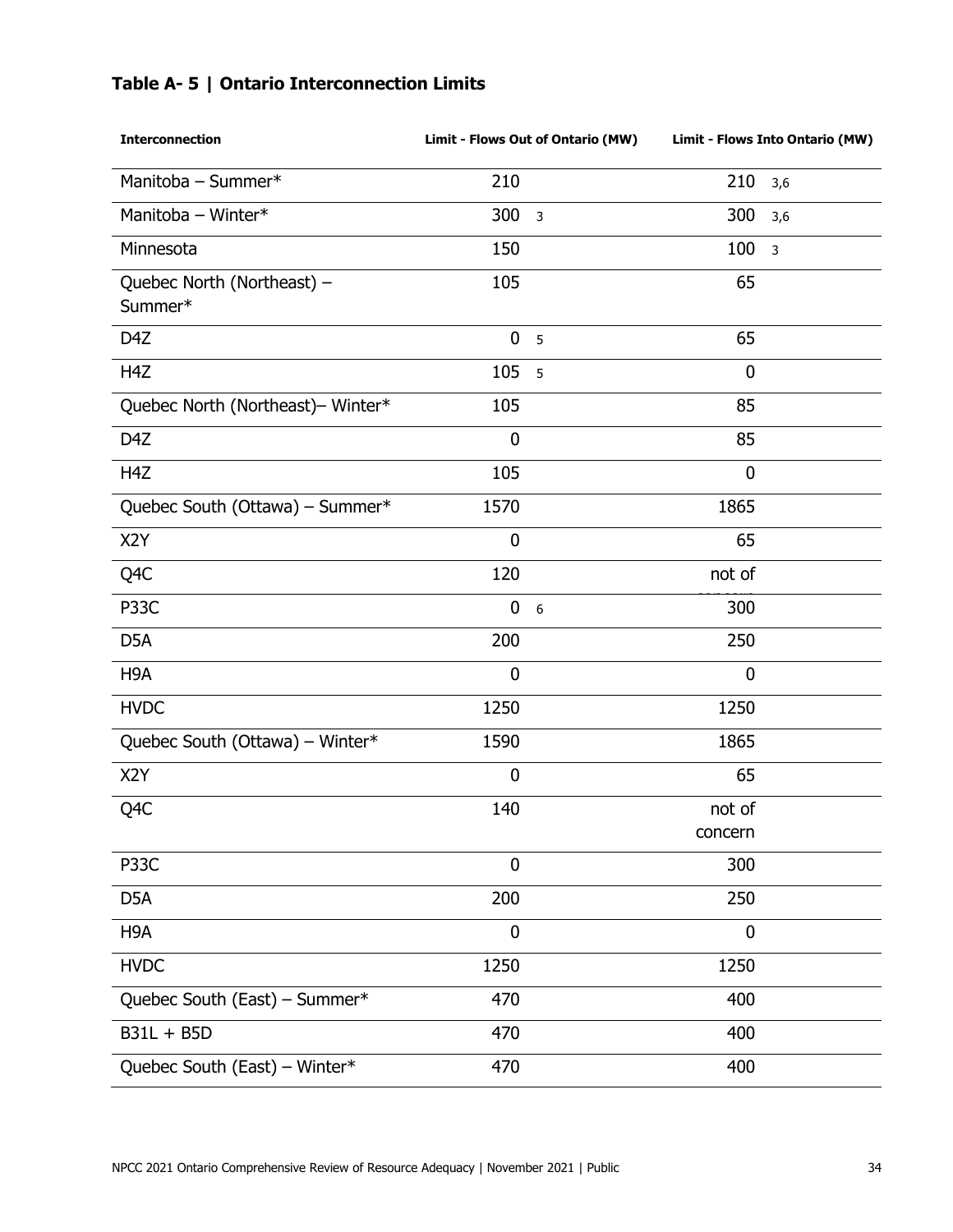### Table A- 5 | Ontario Interconnection Limits

| Interconnection | Limit - Flows Out of Ontario (MW) | Limit - Flows Into Ontario (MW) |
|---|---|---|
| Manitoba – Summer* | 210 | 210 [3,6] |
| Manitoba – Winter* | 300 [3] | 300 [3,6] |
| Minnesota | 150 | 100 [3] |
| Quebec North (Northeast) – Summer* | 105 | 65 |
| D4Z | 0 [5] | 65 |
| H4Z | 105 [5] | 0 |
| Quebec North (Northeast)– Winter* | 105 | 85 |
| D4Z | 0 | 85 |
| H4Z | 105 | 0 |
| Quebec South (Ottawa) – Summer* | 1570 | 1865 |
| X2Y | 0 | 65 |
| Q4C | 120 | not of concern |
| P33C | 0 [6] | 300 |
| D5A | 200 | 250 |
| H9A | 0 | 0 |
| HVDC | 1250 | 1250 |
| Quebec South (Ottawa) – Winter* | 1590 | 1865 |
| X2Y | 0 | 65 |
| Q4C | 140 | not of concern |
| P33C | 0 | 300 |
| D5A | 200 | 250 |
| H9A | 0 | 0 |
| HVDC | 1250 | 1250 |
| Quebec South (East) – Summer* | 470 | 400 |
| B31L + B5D | 470 | 400 |
| Quebec South (East) – Winter* | 470 | 400 |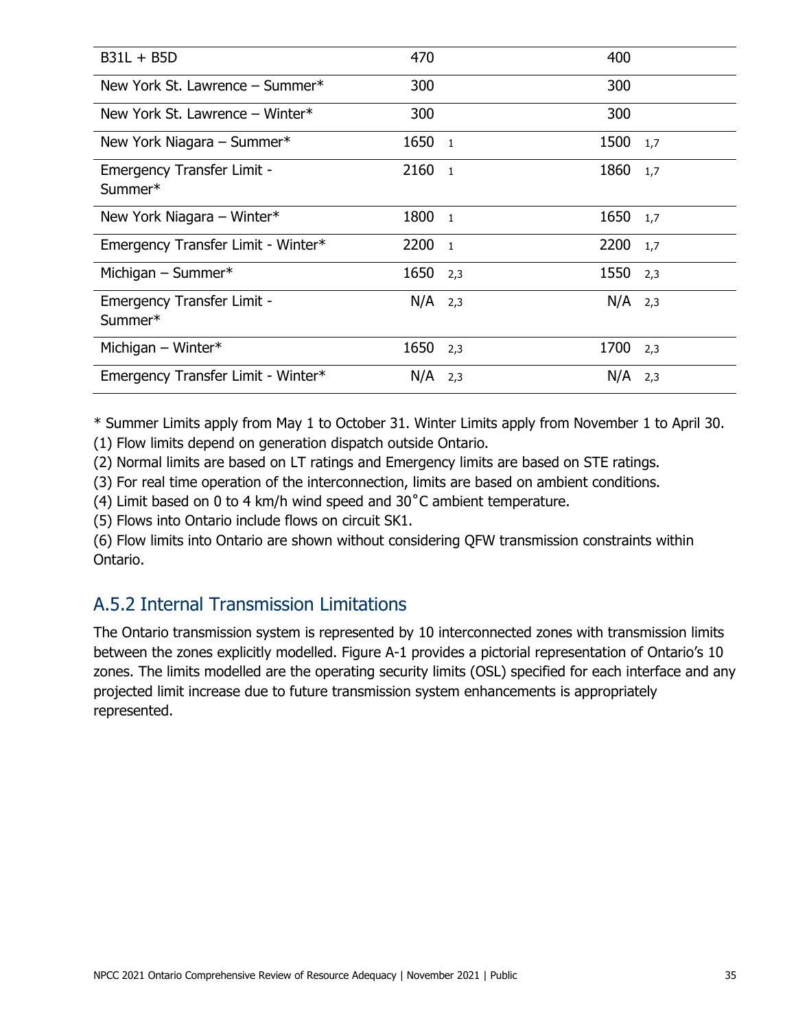| B31L + B5D | 470 | 400 |
|---|---|---|
| New York St. Lawrence – Summer* | 300 | 300 |
| New York St. Lawrence – Winter* | 300 | 300 |
| New York Niagara – Summer* | 1650 [1] | 1500 [1,7] |
| Emergency Transfer Limit - Summer* | 2160 [1] | 1860 [1,7] |
| New York Niagara – Winter* | 1800 [1] | 1650 [1,7] |
| Emergency Transfer Limit - Winter* | 2200 [1] | 2200 [1,7] |
| Michigan – Summer* | 1650 [2,3] | 1550 [2,3] |
| Emergency Transfer Limit - Summer* | N/A [2,3] | N/A [2,3] |
| Michigan – Winter* | 1650 [2,3] | 1700 [2,3] |
| Emergency Transfer Limit - Winter* | N/A [2,3] | N/A [2,3] |

* Summer Limits apply from May 1 to October 31. Winter Limits apply from November 1 to April 30.

(1) Flow limits depend on generation dispatch outside Ontario.

(2) Normal limits are based on LT ratings and Emergency limits are based on STE ratings.

(3) For real time operation of the interconnection, limits are based on ambient conditions.

(4) Limit based on 0 to 4 km/h wind speed and 30˚C ambient temperature.

(5) Flows into Ontario include flows on circuit SK1.

(6) Flow limits into Ontario are shown without considering QFW transmission constraints within Ontario.

## A.5.2 Internal Transmission Limitations

The Ontario transmission system is represented by 10 interconnected zones with transmission limits between the zones explicitly modelled. Figure A-1 provides a pictorial representation of Ontario's 10 zones. The limits modelled are the operating security limits (OSL) specified for each interface and any projected limit increase due to future transmission system enhancements is appropriately represented.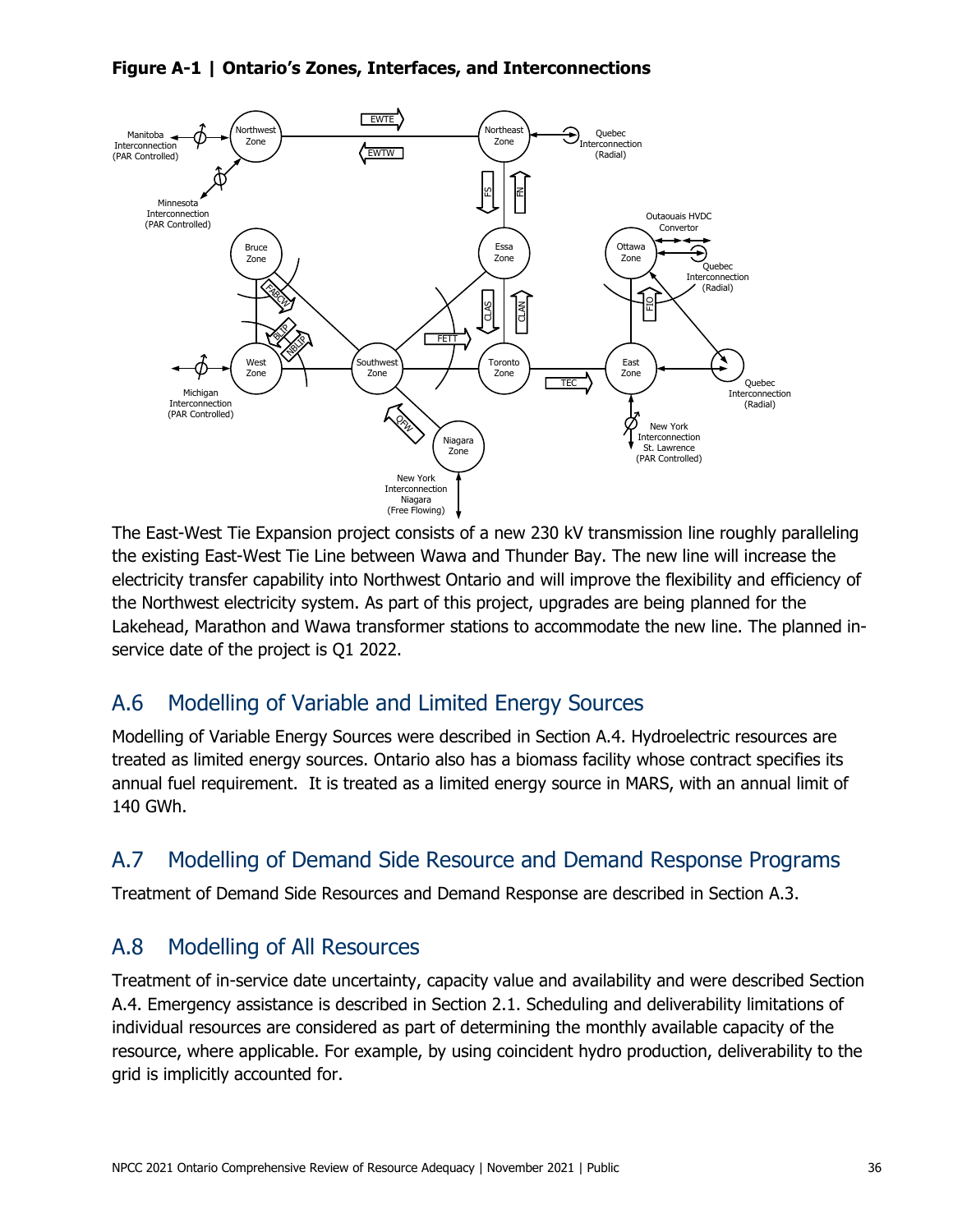**Figure A-1 | Ontario's Zones, Interfaces, and Interconnections**

The East-West Tie Expansion project consists of a new 230 kV transmission line roughly paralleling the existing East-West Tie Line between Wawa and Thunder Bay. The new line will increase the electricity transfer capability into Northwest Ontario and will improve the flexibility and efficiency of the Northwest electricity system. As part of this project, upgrades are being planned for the Lakehead, Marathon and Wawa transformer stations to accommodate the new line. The planned in-service date of the project is Q1 2022.

## A.6 Modelling of Variable and Limited Energy Sources

Modelling of Variable Energy Sources were described in Section A.4. Hydroelectric resources are treated as limited energy sources. Ontario also has a biomass facility whose contract specifies its annual fuel requirement. It is treated as a limited energy source in MARS, with an annual limit of 140 GWh.

## A.7 Modelling of Demand Side Resource and Demand Response Programs

Treatment of Demand Side Resources and Demand Response are described in Section A.3.

## A.8 Modelling of All Resources

Treatment of in-service date uncertainty, capacity value and availability and were described Section A.4. Emergency assistance is described in Section 2.1. Scheduling and deliverability limitations of individual resources are considered as part of determining the monthly available capacity of the resource, where applicable. For example, by using coincident hydro production, deliverability to the grid is implicitly accounted for.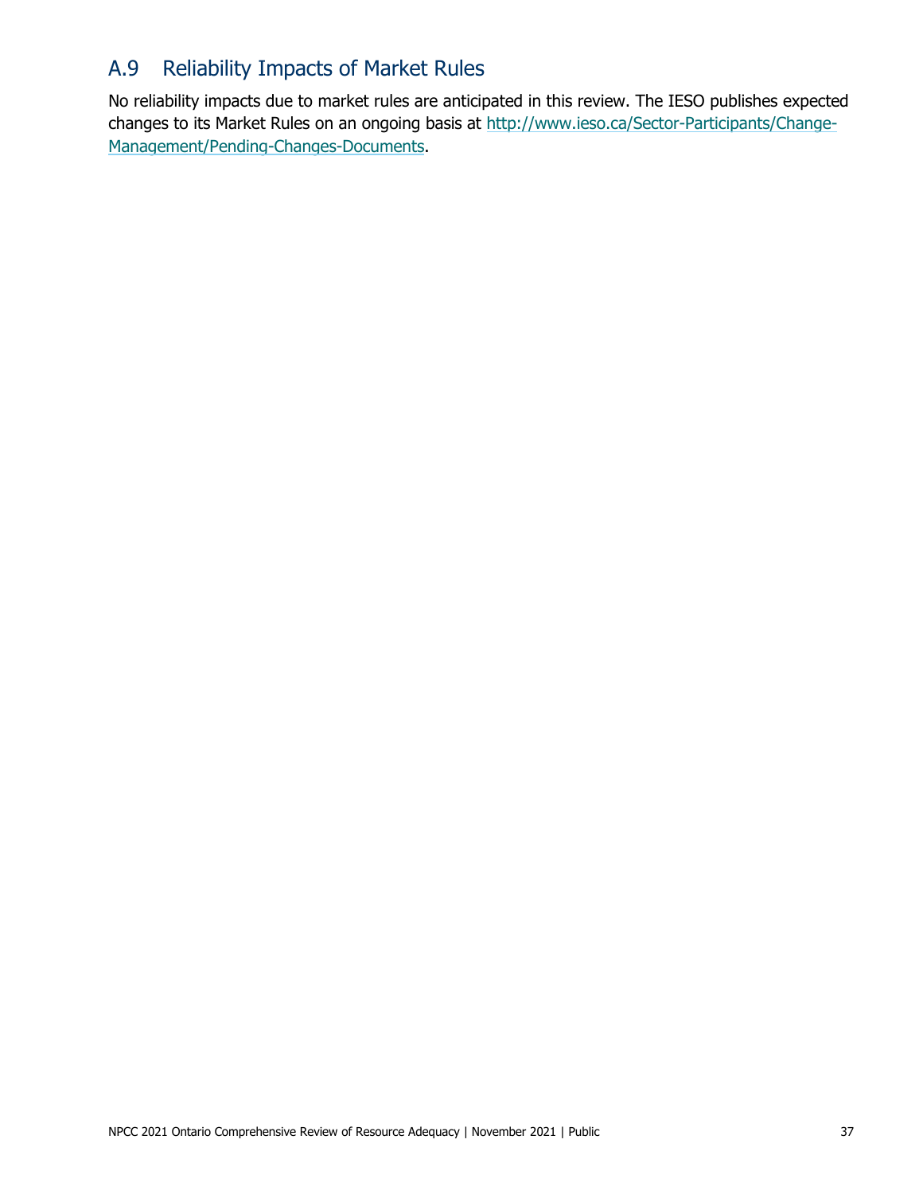## A.9 Reliability Impacts of Market Rules

No reliability impacts due to market rules are anticipated in this review. The IESO publishes expected changes to its Market Rules on an ongoing basis at [http://www.ieso.ca/Sector-Participants/Change-Management/Pending-Changes-Documents](http://www.ieso.ca/Sector-Participants/Change-Management/Pending-Changes-Documents).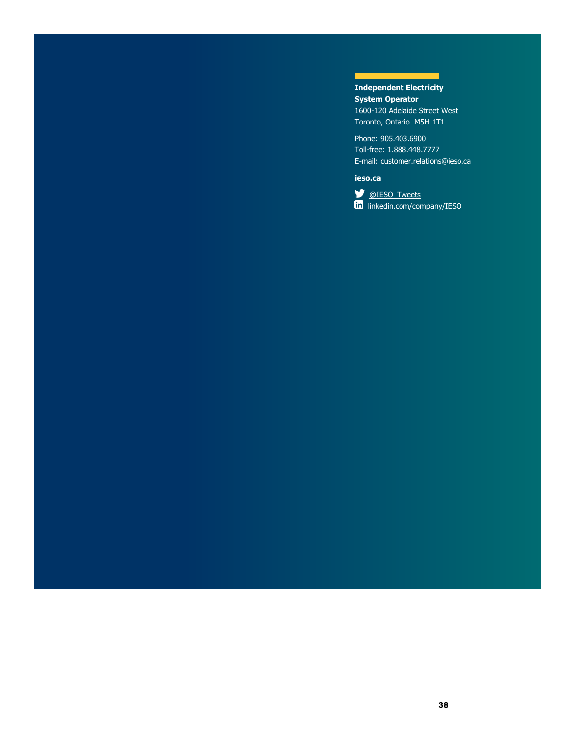**Independent Electricity System Operator**
1600-120 Adelaide Street West
Toronto, Ontario  M5H 1T1

Phone: 905.403.6900
Toll-free: 1.888.448.7777
E-mail: customer.relations@ieso.ca

**ieso.ca**

@IESO_Tweets
linkedin.com/company/IESO